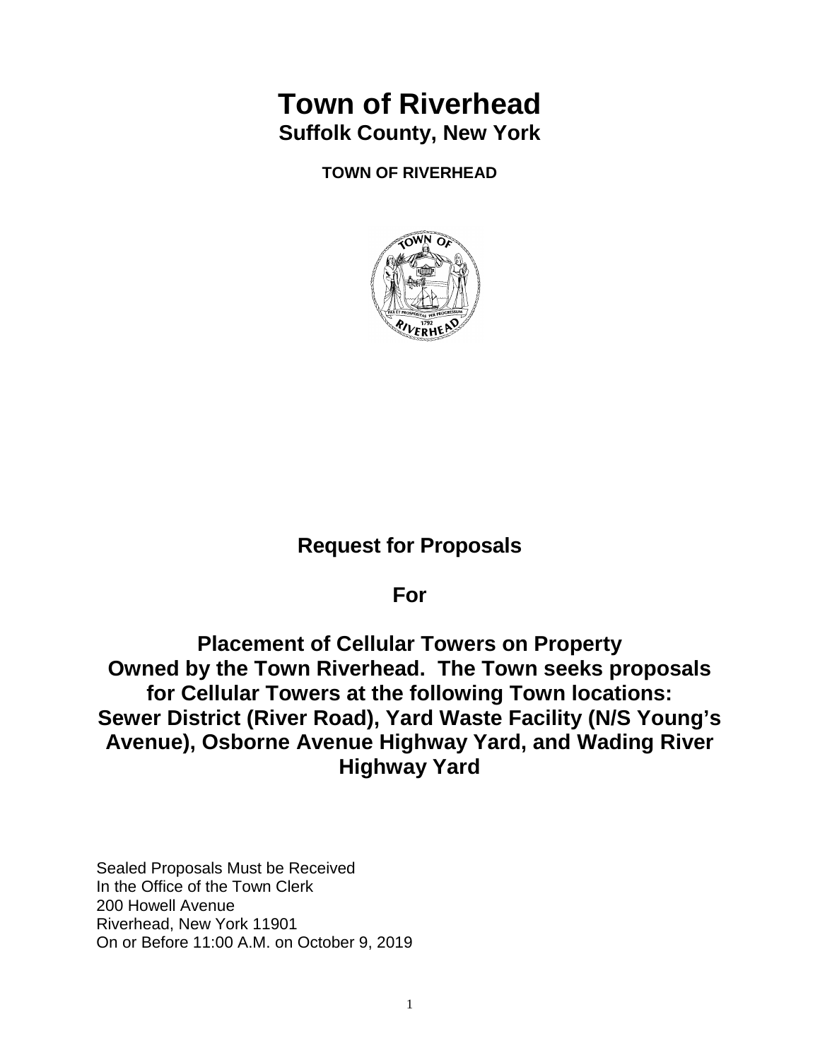# Town of Riverhead

## Suffolk County, New York

**TOWN OF RIVERHEAD**

## Request for Proposals

## For

## Placement of Cellular Towers on Property Owned by the Town Riverhead. The Town seeks proposals for Cellular Towers at the following Town locations: Sewer District (River Road), Yard Waste Facility (N/S Young's Avenue), Osborne Avenue Highway Yard, and Wading River Highway Yard

Sealed Proposals Must be Received
In the Office of the Town Clerk
200 Howell Avenue
Riverhead, New York 11901
On or Before 11:00 A.M. on October 9, 2019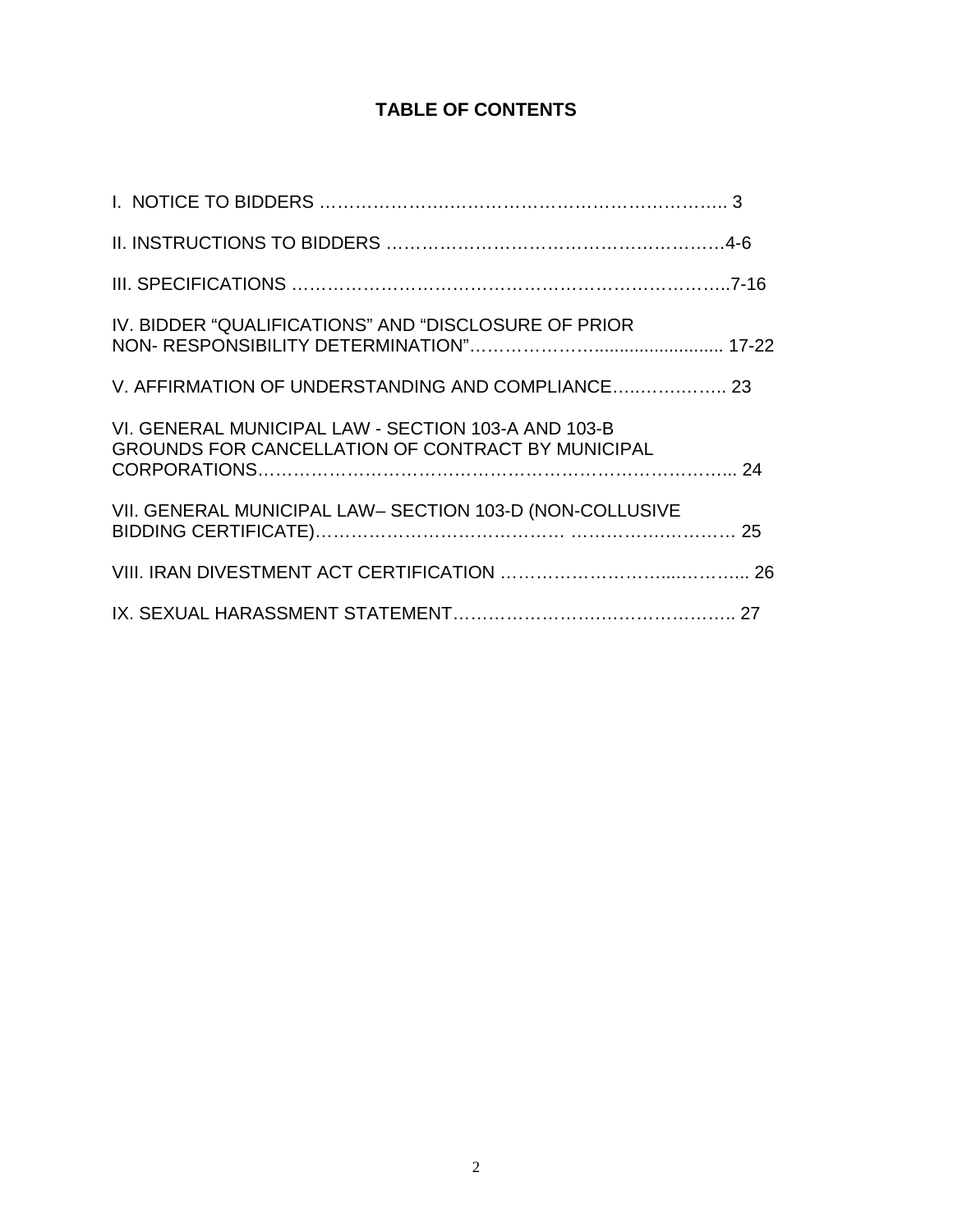# TABLE OF CONTENTS

I. NOTICE TO BIDDERS ………………….……………………….…………….. 3

II. INSTRUCTIONS TO BIDDERS ……….………………………………………4-6

III. SPECIFICATIONS …………………………………………………………………..7-16

IV. BIDDER "QUALIFICATIONS" AND "DISCLOSURE OF PRIOR NON- RESPONSIBILITY DETERMINATION"……………….......................... 17-22

V. AFFIRMATION OF UNDERSTANDING AND COMPLIANCE…..…….…….. 23

VI. GENERAL MUNICIPAL LAW - SECTION 103-A AND 103-B GROUNDS FOR CANCELLATION OF CONTRACT BY MUNICIPAL CORPORATIONS……………………………………………………………………... 24

VII. GENERAL MUNICIPAL LAW– SECTION 103-D (NON-COLLUSIVE BIDDING CERTIFICATE)…………………………………… ……………………… 25

VIII. IRAN DIVESTMENT ACT CERTIFICATION …………………….....……..... 26

IX. SEXUAL HARASSMENT STATEMENT………………………………………….. 27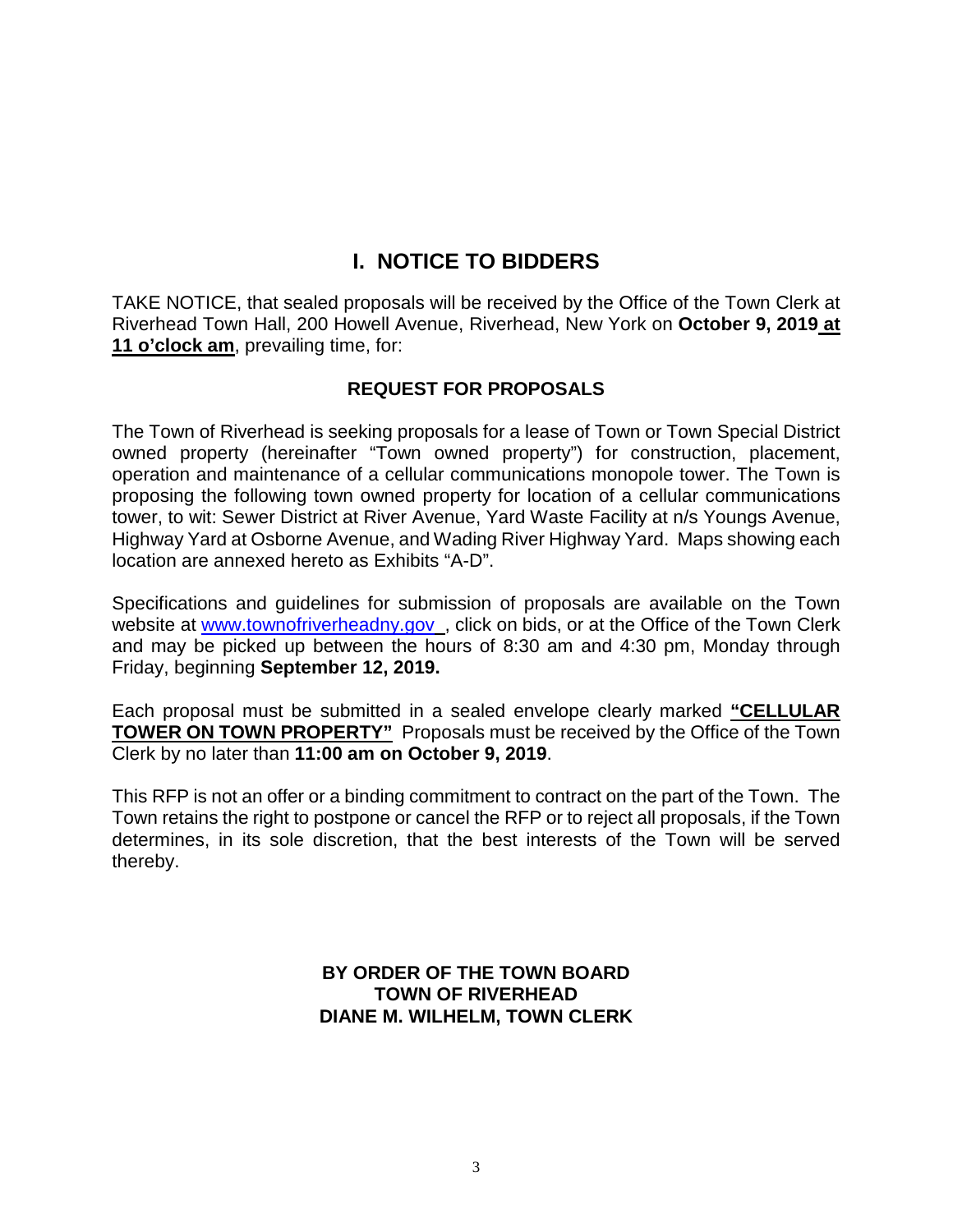# I. NOTICE TO BIDDERS

TAKE NOTICE, that sealed proposals will be received by the Office of the Town Clerk at Riverhead Town Hall, 200 Howell Avenue, Riverhead, New York on **October 9, 2019 at 11 o'clock am**, prevailing time, for:

## REQUEST FOR PROPOSALS

The Town of Riverhead is seeking proposals for a lease of Town or Town Special District owned property (hereinafter "Town owned property") for construction, placement, operation and maintenance of a cellular communications monopole tower. The Town is proposing the following town owned property for location of a cellular communications tower, to wit: Sewer District at River Avenue, Yard Waste Facility at n/s Youngs Avenue, Highway Yard at Osborne Avenue, and Wading River Highway Yard. Maps showing each location are annexed hereto as Exhibits "A-D".

Specifications and guidelines for submission of proposals are available on the Town website at www.townofriverheadny.gov , click on bids, or at the Office of the Town Clerk and may be picked up between the hours of 8:30 am and 4:30 pm, Monday through Friday, beginning **September 12, 2019.**

Each proposal must be submitted in a sealed envelope clearly marked **"CELLULAR TOWER ON TOWN PROPERTY"** Proposals must be received by the Office of the Town Clerk by no later than **11:00 am on October 9, 2019**.

This RFP is not an offer or a binding commitment to contract on the part of the Town. The Town retains the right to postpone or cancel the RFP or to reject all proposals, if the Town determines, in its sole discretion, that the best interests of the Town will be served thereby.

**BY ORDER OF THE TOWN BOARD**
**TOWN OF RIVERHEAD**
**DIANE M. WILHELM, TOWN CLERK**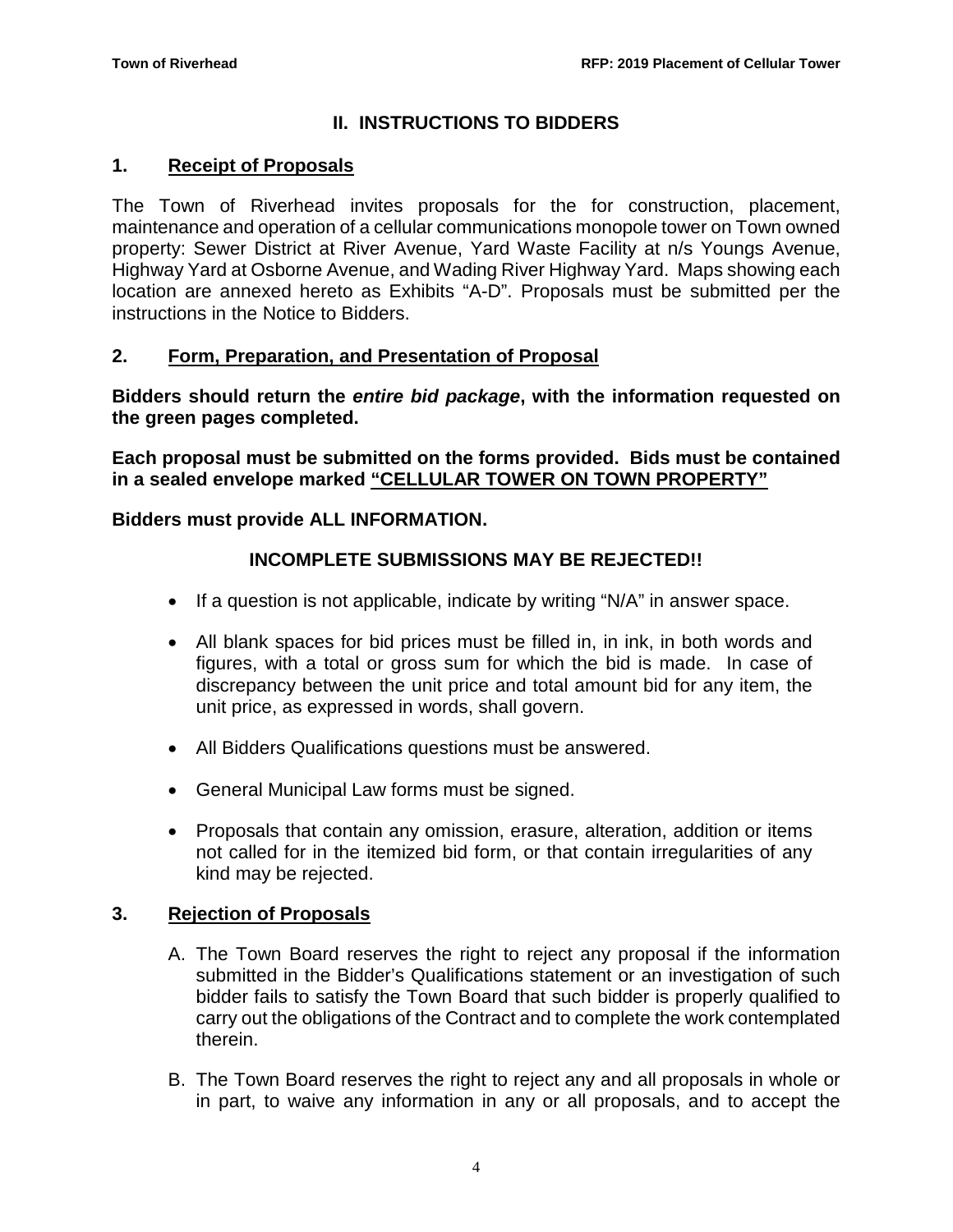## II. INSTRUCTIONS TO BIDDERS

### 1. Receipt of Proposals

The Town of Riverhead invites proposals for the for construction, placement, maintenance and operation of a cellular communications monopole tower on Town owned property: Sewer District at River Avenue, Yard Waste Facility at n/s Youngs Avenue, Highway Yard at Osborne Avenue, and Wading River Highway Yard. Maps showing each location are annexed hereto as Exhibits "A-D". Proposals must be submitted per the instructions in the Notice to Bidders.

### 2. Form, Preparation, and Presentation of Proposal

**Bidders should return the *entire bid package*, with the information requested on the green pages completed.**

**Each proposal must be submitted on the forms provided. Bids must be contained in a sealed envelope marked "CELLULAR TOWER ON TOWN PROPERTY"**

**Bidders must provide ALL INFORMATION.**

**INCOMPLETE SUBMISSIONS MAY BE REJECTED!!**

- If a question is not applicable, indicate by writing "N/A" in answer space.
- All blank spaces for bid prices must be filled in, in ink, in both words and figures, with a total or gross sum for which the bid is made. In case of discrepancy between the unit price and total amount bid for any item, the unit price, as expressed in words, shall govern.
- All Bidders Qualifications questions must be answered.
- General Municipal Law forms must be signed.
- Proposals that contain any omission, erasure, alteration, addition or items not called for in the itemized bid form, or that contain irregularities of any kind may be rejected.

### 3. Rejection of Proposals

A. The Town Board reserves the right to reject any proposal if the information submitted in the Bidder's Qualifications statement or an investigation of such bidder fails to satisfy the Town Board that such bidder is properly qualified to carry out the obligations of the Contract and to complete the work contemplated therein.

B. The Town Board reserves the right to reject any and all proposals in whole or in part, to waive any information in any or all proposals, and to accept the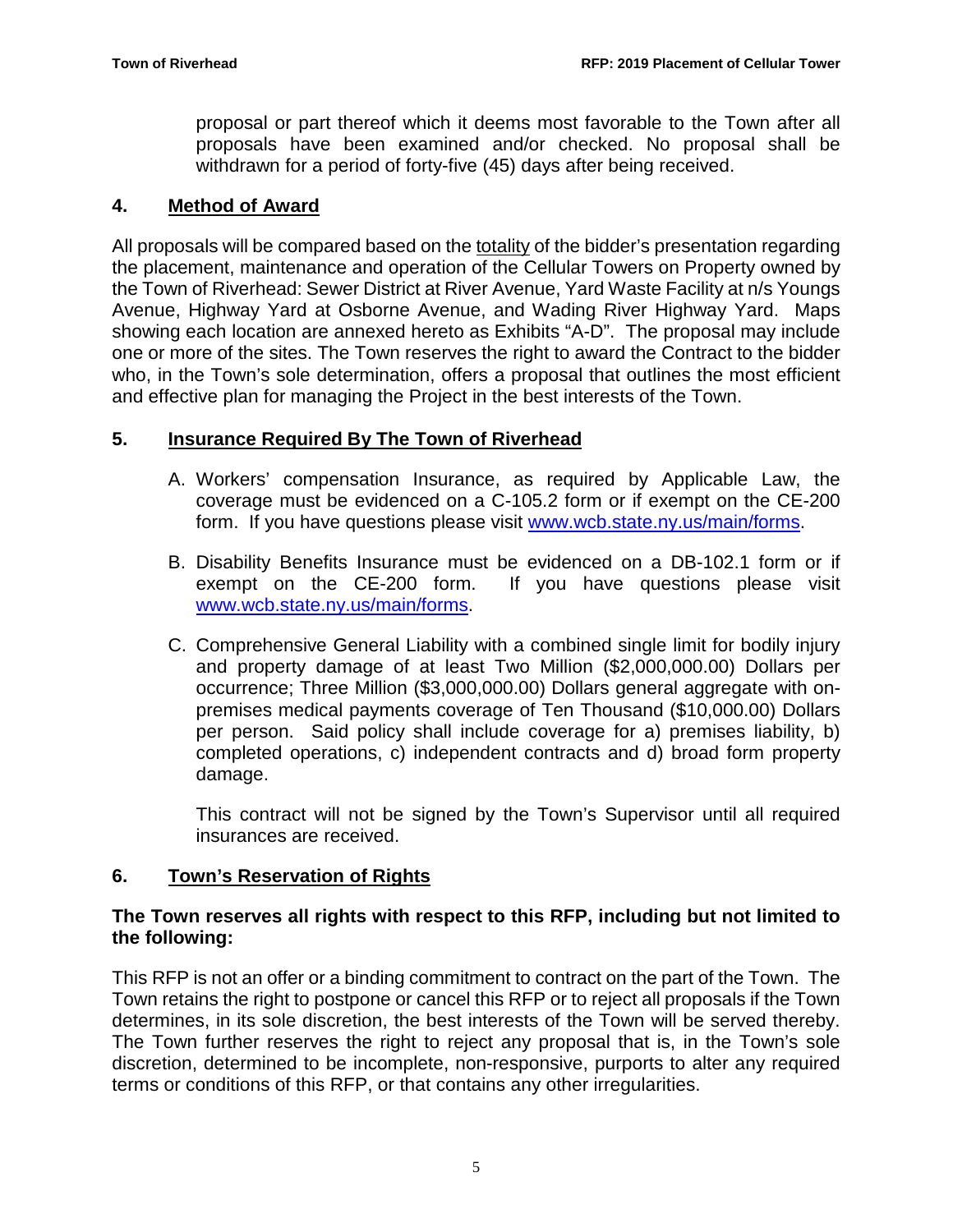proposal or part thereof which it deems most favorable to the Town after all proposals have been examined and/or checked. No proposal shall be withdrawn for a period of forty-five (45) days after being received.

## 4. Method of Award

All proposals will be compared based on the totality of the bidder's presentation regarding the placement, maintenance and operation of the Cellular Towers on Property owned by the Town of Riverhead: Sewer District at River Avenue, Yard Waste Facility at n/s Youngs Avenue, Highway Yard at Osborne Avenue, and Wading River Highway Yard. Maps showing each location are annexed hereto as Exhibits "A-D". The proposal may include one or more of the sites. The Town reserves the right to award the Contract to the bidder who, in the Town's sole determination, offers a proposal that outlines the most efficient and effective plan for managing the Project in the best interests of the Town.

## 5. Insurance Required By The Town of Riverhead

A. Workers' compensation Insurance, as required by Applicable Law, the coverage must be evidenced on a C-105.2 form or if exempt on the CE-200 form. If you have questions please visit www.wcb.state.ny.us/main/forms.

B. Disability Benefits Insurance must be evidenced on a DB-102.1 form or if exempt on the CE-200 form. If you have questions please visit www.wcb.state.ny.us/main/forms.

C. Comprehensive General Liability with a combined single limit for bodily injury and property damage of at least Two Million ($2,000,000.00) Dollars per occurrence; Three Million ($3,000,000.00) Dollars general aggregate with on-premises medical payments coverage of Ten Thousand ($10,000.00) Dollars per person. Said policy shall include coverage for a) premises liability, b) completed operations, c) independent contracts and d) broad form property damage.

   This contract will not be signed by the Town's Supervisor until all required insurances are received.

## 6. Town's Reservation of Rights

**The Town reserves all rights with respect to this RFP, including but not limited to the following:**

This RFP is not an offer or a binding commitment to contract on the part of the Town. The Town retains the right to postpone or cancel this RFP or to reject all proposals if the Town determines, in its sole discretion, the best interests of the Town will be served thereby. The Town further reserves the right to reject any proposal that is, in the Town's sole discretion, determined to be incomplete, non-responsive, purports to alter any required terms or conditions of this RFP, or that contains any other irregularities.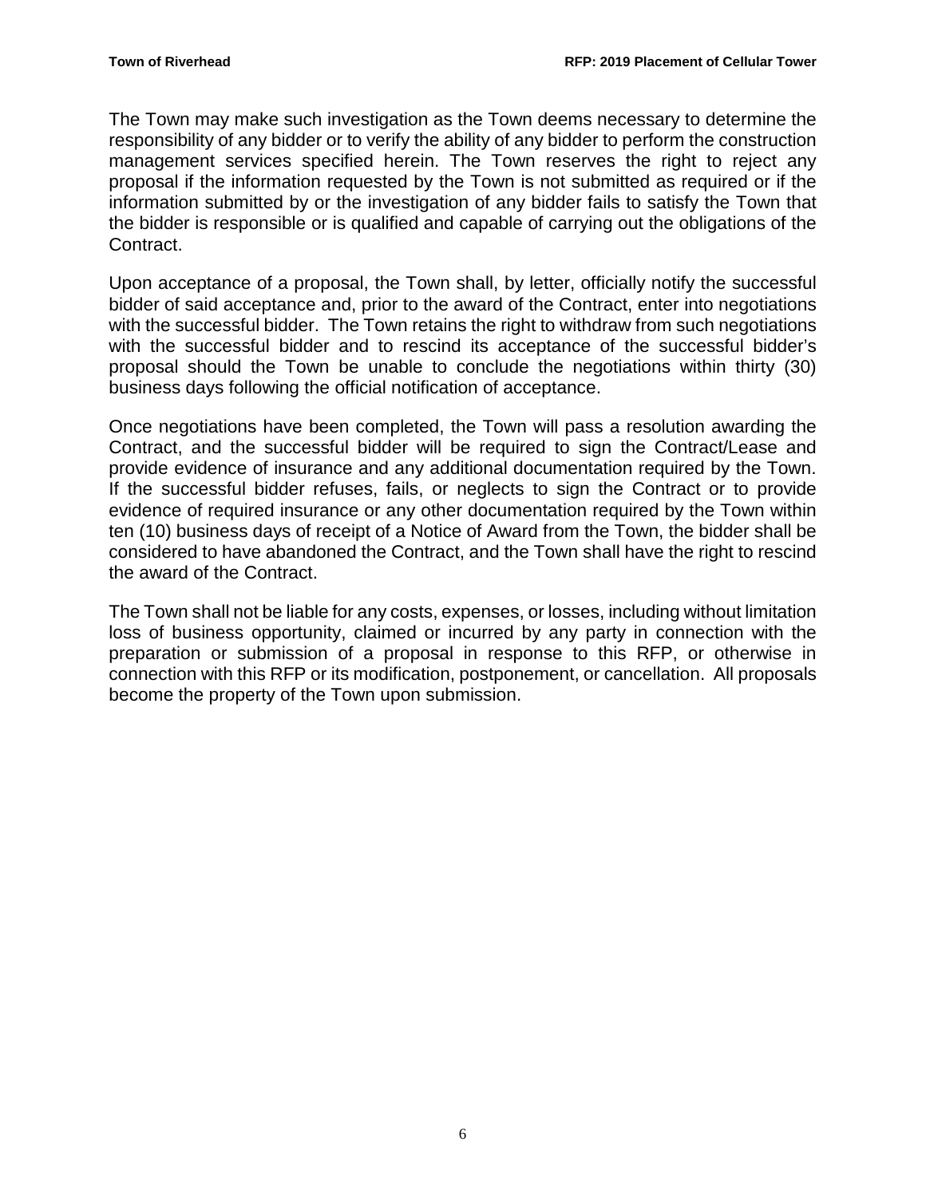The Town may make such investigation as the Town deems necessary to determine the responsibility of any bidder or to verify the ability of any bidder to perform the construction management services specified herein. The Town reserves the right to reject any proposal if the information requested by the Town is not submitted as required or if the information submitted by or the investigation of any bidder fails to satisfy the Town that the bidder is responsible or is qualified and capable of carrying out the obligations of the Contract.

Upon acceptance of a proposal, the Town shall, by letter, officially notify the successful bidder of said acceptance and, prior to the award of the Contract, enter into negotiations with the successful bidder. The Town retains the right to withdraw from such negotiations with the successful bidder and to rescind its acceptance of the successful bidder's proposal should the Town be unable to conclude the negotiations within thirty (30) business days following the official notification of acceptance.

Once negotiations have been completed, the Town will pass a resolution awarding the Contract, and the successful bidder will be required to sign the Contract/Lease and provide evidence of insurance and any additional documentation required by the Town. If the successful bidder refuses, fails, or neglects to sign the Contract or to provide evidence of required insurance or any other documentation required by the Town within ten (10) business days of receipt of a Notice of Award from the Town, the bidder shall be considered to have abandoned the Contract, and the Town shall have the right to rescind the award of the Contract.

The Town shall not be liable for any costs, expenses, or losses, including without limitation loss of business opportunity, claimed or incurred by any party in connection with the preparation or submission of a proposal in response to this RFP, or otherwise in connection with this RFP or its modification, postponement, or cancellation. All proposals become the property of the Town upon submission.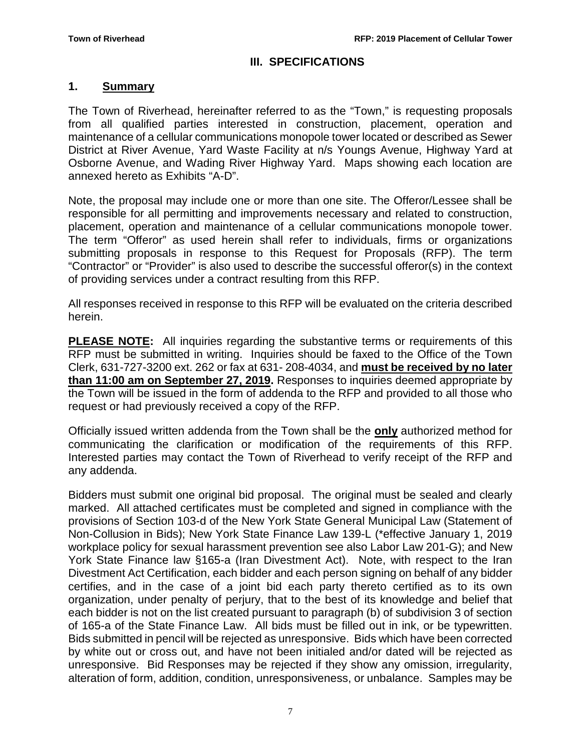## III. SPECIFICATIONS

### 1. Summary

The Town of Riverhead, hereinafter referred to as the "Town," is requesting proposals from all qualified parties interested in construction, placement, operation and maintenance of a cellular communications monopole tower located or described as Sewer District at River Avenue, Yard Waste Facility at n/s Youngs Avenue, Highway Yard at Osborne Avenue, and Wading River Highway Yard. Maps showing each location are annexed hereto as Exhibits "A-D".

Note, the proposal may include one or more than one site. The Offeror/Lessee shall be responsible for all permitting and improvements necessary and related to construction, placement, operation and maintenance of a cellular communications monopole tower. The term "Offeror" as used herein shall refer to individuals, firms or organizations submitting proposals in response to this Request for Proposals (RFP). The term "Contractor" or "Provider" is also used to describe the successful offeror(s) in the context of providing services under a contract resulting from this RFP.

All responses received in response to this RFP will be evaluated on the criteria described herein.

**PLEASE NOTE:** All inquiries regarding the substantive terms or requirements of this RFP must be submitted in writing. Inquiries should be faxed to the Office of the Town Clerk, 631-727-3200 ext. 262 or fax at 631- 208-4034, and **must be received by no later than 11:00 am on September 27, 2019.** Responses to inquiries deemed appropriate by the Town will be issued in the form of addenda to the RFP and provided to all those who request or had previously received a copy of the RFP.

Officially issued written addenda from the Town shall be the **only** authorized method for communicating the clarification or modification of the requirements of this RFP. Interested parties may contact the Town of Riverhead to verify receipt of the RFP and any addenda.

Bidders must submit one original bid proposal. The original must be sealed and clearly marked. All attached certificates must be completed and signed in compliance with the provisions of Section 103-d of the New York State General Municipal Law (Statement of Non-Collusion in Bids); New York State Finance Law 139-L (*effective January 1, 2019 workplace policy for sexual harassment prevention see also Labor Law 201-G); and New York State Finance law §165-a (Iran Divestment Act). Note, with respect to the Iran Divestment Act Certification, each bidder and each person signing on behalf of any bidder certifies, and in the case of a joint bid each party thereto certified as to its own organization, under penalty of perjury, that to the best of its knowledge and belief that each bidder is not on the list created pursuant to paragraph (b) of subdivision 3 of section of 165-a of the State Finance Law. All bids must be filled out in ink, or be typewritten. Bids submitted in pencil will be rejected as unresponsive. Bids which have been corrected by white out or cross out, and have not been initialed and/or dated will be rejected as unresponsive. Bid Responses may be rejected if they show any omission, irregularity, alteration of form, addition, condition, unresponsiveness, or unbalance. Samples may be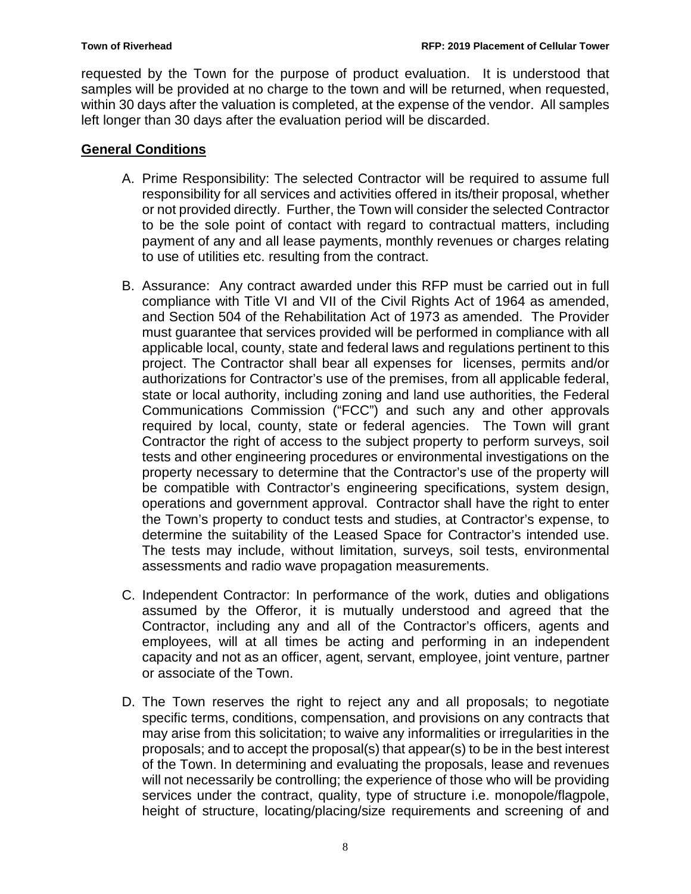requested by the Town for the purpose of product evaluation. It is understood that samples will be provided at no charge to the town and will be returned, when requested, within 30 days after the valuation is completed, at the expense of the vendor. All samples left longer than 30 days after the evaluation period will be discarded.

## General Conditions

A. Prime Responsibility: The selected Contractor will be required to assume full responsibility for all services and activities offered in its/their proposal, whether or not provided directly. Further, the Town will consider the selected Contractor to be the sole point of contact with regard to contractual matters, including payment of any and all lease payments, monthly revenues or charges relating to use of utilities etc. resulting from the contract.

B. Assurance: Any contract awarded under this RFP must be carried out in full compliance with Title VI and VII of the Civil Rights Act of 1964 as amended, and Section 504 of the Rehabilitation Act of 1973 as amended. The Provider must guarantee that services provided will be performed in compliance with all applicable local, county, state and federal laws and regulations pertinent to this project. The Contractor shall bear all expenses for licenses, permits and/or authorizations for Contractor's use of the premises, from all applicable federal, state or local authority, including zoning and land use authorities, the Federal Communications Commission ("FCC") and such any and other approvals required by local, county, state or federal agencies. The Town will grant Contractor the right of access to the subject property to perform surveys, soil tests and other engineering procedures or environmental investigations on the property necessary to determine that the Contractor's use of the property will be compatible with Contractor's engineering specifications, system design, operations and government approval. Contractor shall have the right to enter the Town's property to conduct tests and studies, at Contractor's expense, to determine the suitability of the Leased Space for Contractor's intended use. The tests may include, without limitation, surveys, soil tests, environmental assessments and radio wave propagation measurements.

C. Independent Contractor: In performance of the work, duties and obligations assumed by the Offeror, it is mutually understood and agreed that the Contractor, including any and all of the Contractor's officers, agents and employees, will at all times be acting and performing in an independent capacity and not as an officer, agent, servant, employee, joint venture, partner or associate of the Town.

D. The Town reserves the right to reject any and all proposals; to negotiate specific terms, conditions, compensation, and provisions on any contracts that may arise from this solicitation; to waive any informalities or irregularities in the proposals; and to accept the proposal(s) that appear(s) to be in the best interest of the Town. In determining and evaluating the proposals, lease and revenues will not necessarily be controlling; the experience of those who will be providing services under the contract, quality, type of structure i.e. monopole/flagpole, height of structure, locating/placing/size requirements and screening of and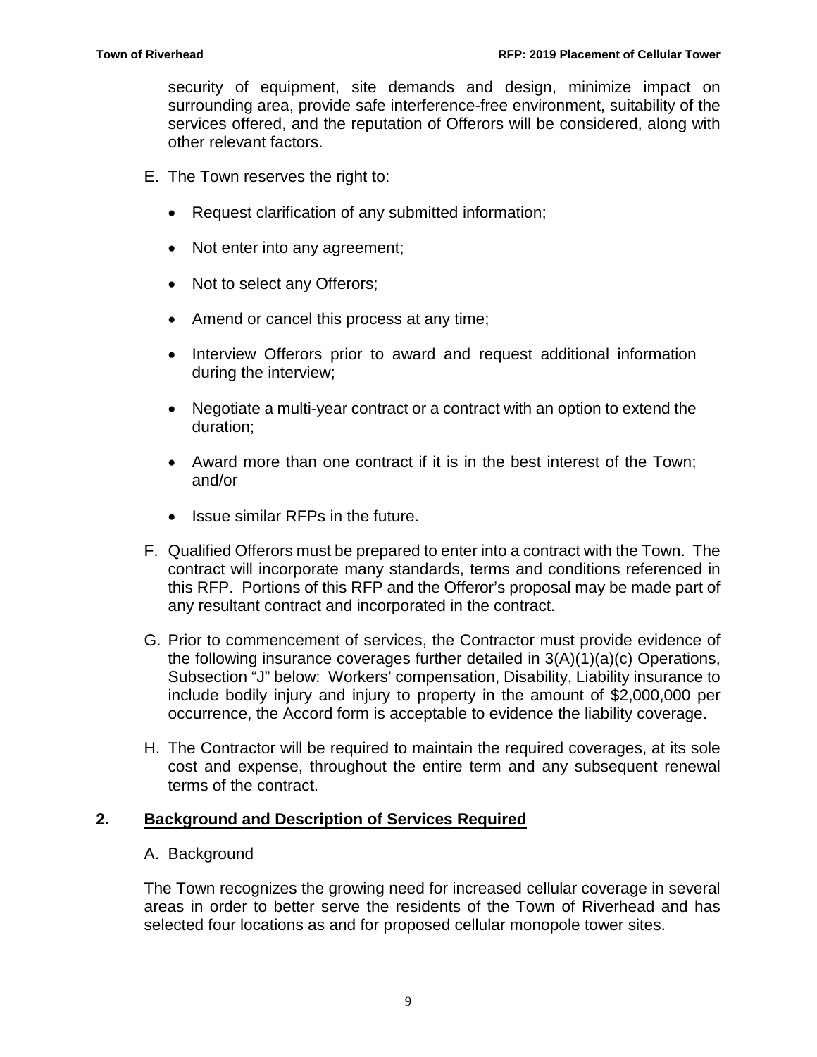security of equipment, site demands and design, minimize impact on surrounding area, provide safe interference-free environment, suitability of the services offered, and the reputation of Offerors will be considered, along with other relevant factors.

E. The Town reserves the right to:

- Request clarification of any submitted information;
- Not enter into any agreement;
- Not to select any Offerors;
- Amend or cancel this process at any time;
- Interview Offerors prior to award and request additional information during the interview;
- Negotiate a multi-year contract or a contract with an option to extend the duration;
- Award more than one contract if it is in the best interest of the Town; and/or
- Issue similar RFPs in the future.

F. Qualified Offerors must be prepared to enter into a contract with the Town. The contract will incorporate many standards, terms and conditions referenced in this RFP. Portions of this RFP and the Offeror's proposal may be made part of any resultant contract and incorporated in the contract.

G. Prior to commencement of services, the Contractor must provide evidence of the following insurance coverages further detailed in 3(A)(1)(a)(c) Operations, Subsection "J" below: Workers' compensation, Disability, Liability insurance to include bodily injury and injury to property in the amount of $2,000,000 per occurrence, the Accord form is acceptable to evidence the liability coverage.

H. The Contractor will be required to maintain the required coverages, at its sole cost and expense, throughout the entire term and any subsequent renewal terms of the contract.

## 2. Background and Description of Services Required

A. Background

The Town recognizes the growing need for increased cellular coverage in several areas in order to better serve the residents of the Town of Riverhead and has selected four locations as and for proposed cellular monopole tower sites.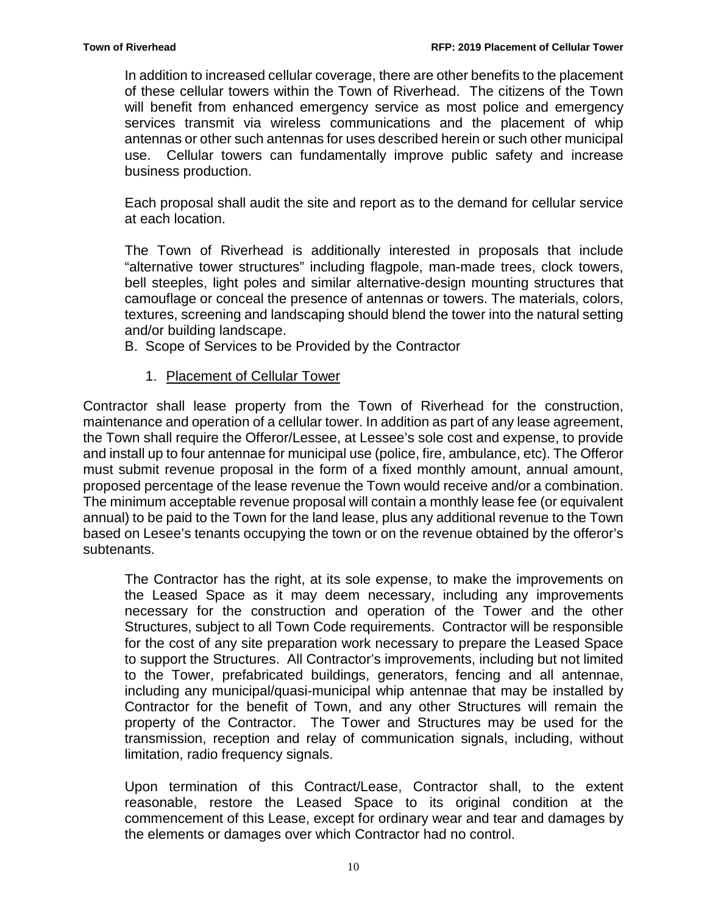In addition to increased cellular coverage, there are other benefits to the placement of these cellular towers within the Town of Riverhead. The citizens of the Town will benefit from enhanced emergency service as most police and emergency services transmit via wireless communications and the placement of whip antennas or other such antennas for uses described herein or such other municipal use. Cellular towers can fundamentally improve public safety and increase business production.

Each proposal shall audit the site and report as to the demand for cellular service at each location.

The Town of Riverhead is additionally interested in proposals that include "alternative tower structures" including flagpole, man-made trees, clock towers, bell steeples, light poles and similar alternative-design mounting structures that camouflage or conceal the presence of antennas or towers. The materials, colors, textures, screening and landscaping should blend the tower into the natural setting and/or building landscape.

B. Scope of Services to be Provided by the Contractor

1. <u>Placement of Cellular Tower</u>

Contractor shall lease property from the Town of Riverhead for the construction, maintenance and operation of a cellular tower. In addition as part of any lease agreement, the Town shall require the Offeror/Lessee, at Lessee's sole cost and expense, to provide and install up to four antennae for municipal use (police, fire, ambulance, etc). The Offeror must submit revenue proposal in the form of a fixed monthly amount, annual amount, proposed percentage of the lease revenue the Town would receive and/or a combination. The minimum acceptable revenue proposal will contain a monthly lease fee (or equivalent annual) to be paid to the Town for the land lease, plus any additional revenue to the Town based on Lesee's tenants occupying the town or on the revenue obtained by the offeror's subtenants.

The Contractor has the right, at its sole expense, to make the improvements on the Leased Space as it may deem necessary, including any improvements necessary for the construction and operation of the Tower and the other Structures, subject to all Town Code requirements. Contractor will be responsible for the cost of any site preparation work necessary to prepare the Leased Space to support the Structures. All Contractor's improvements, including but not limited to the Tower, prefabricated buildings, generators, fencing and all antennae, including any municipal/quasi-municipal whip antennae that may be installed by Contractor for the benefit of Town, and any other Structures will remain the property of the Contractor. The Tower and Structures may be used for the transmission, reception and relay of communication signals, including, without limitation, radio frequency signals.

Upon termination of this Contract/Lease, Contractor shall, to the extent reasonable, restore the Leased Space to its original condition at the commencement of this Lease, except for ordinary wear and tear and damages by the elements or damages over which Contractor had no control.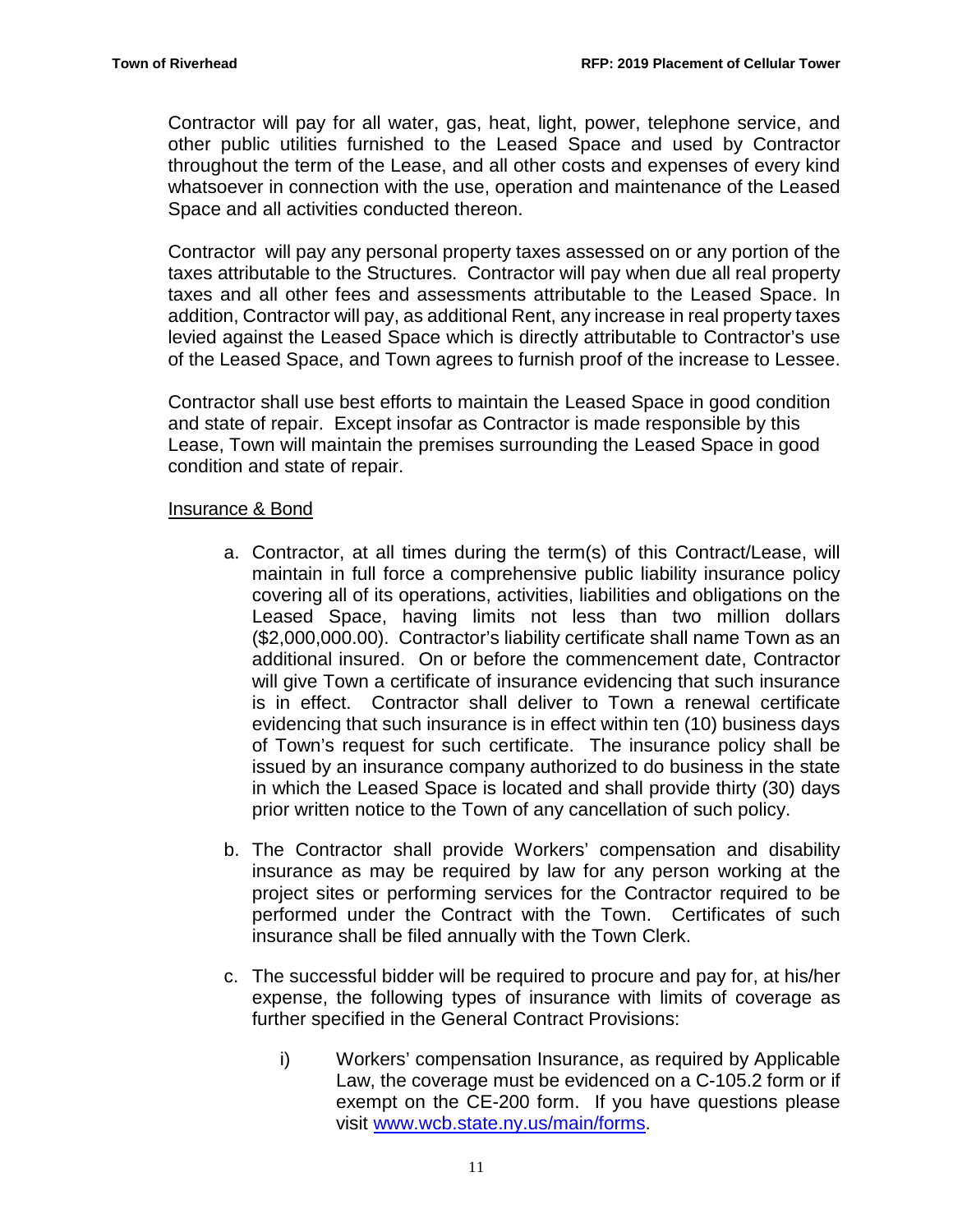Contractor will pay for all water, gas, heat, light, power, telephone service, and other public utilities furnished to the Leased Space and used by Contractor throughout the term of the Lease, and all other costs and expenses of every kind whatsoever in connection with the use, operation and maintenance of the Leased Space and all activities conducted thereon.

Contractor will pay any personal property taxes assessed on or any portion of the taxes attributable to the Structures. Contractor will pay when due all real property taxes and all other fees and assessments attributable to the Leased Space. In addition, Contractor will pay, as additional Rent, any increase in real property taxes levied against the Leased Space which is directly attributable to Contractor's use of the Leased Space, and Town agrees to furnish proof of the increase to Lessee.

Contractor shall use best efforts to maintain the Leased Space in good condition and state of repair. Except insofar as Contractor is made responsible by this Lease, Town will maintain the premises surrounding the Leased Space in good condition and state of repair.

Insurance & Bond

a. Contractor, at all times during the term(s) of this Contract/Lease, will maintain in full force a comprehensive public liability insurance policy covering all of its operations, activities, liabilities and obligations on the Leased Space, having limits not less than two million dollars ($2,000,000.00). Contractor's liability certificate shall name Town as an additional insured. On or before the commencement date, Contractor will give Town a certificate of insurance evidencing that such insurance is in effect. Contractor shall deliver to Town a renewal certificate evidencing that such insurance is in effect within ten (10) business days of Town's request for such certificate. The insurance policy shall be issued by an insurance company authorized to do business in the state in which the Leased Space is located and shall provide thirty (30) days prior written notice to the Town of any cancellation of such policy.

b. The Contractor shall provide Workers' compensation and disability insurance as may be required by law for any person working at the project sites or performing services for the Contractor required to be performed under the Contract with the Town. Certificates of such insurance shall be filed annually with the Town Clerk.

c. The successful bidder will be required to procure and pay for, at his/her expense, the following types of insurance with limits of coverage as further specified in the General Contract Provisions:

   i) Workers' compensation Insurance, as required by Applicable Law, the coverage must be evidenced on a C-105.2 form or if exempt on the CE-200 form. If you have questions please visit www.wcb.state.ny.us/main/forms.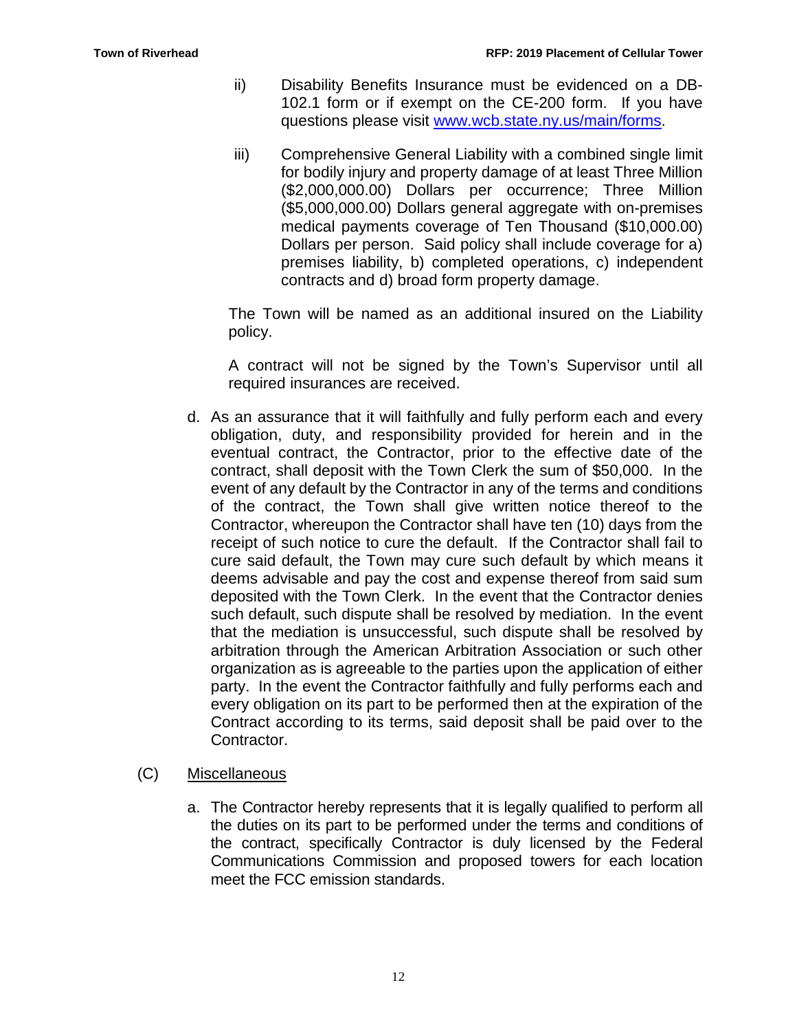ii) Disability Benefits Insurance must be evidenced on a DB-102.1 form or if exempt on the CE-200 form. If you have questions please visit [www.wcb.state.ny.us/main/forms](http://www.wcb.state.ny.us/main/forms).

iii) Comprehensive General Liability with a combined single limit for bodily injury and property damage of at least Three Million ($2,000,000.00) Dollars per occurrence; Three Million ($5,000,000.00) Dollars general aggregate with on-premises medical payments coverage of Ten Thousand ($10,000.00) Dollars per person. Said policy shall include coverage for a) premises liability, b) completed operations, c) independent contracts and d) broad form property damage.

The Town will be named as an additional insured on the Liability policy.

A contract will not be signed by the Town's Supervisor until all required insurances are received.

d. As an assurance that it will faithfully and fully perform each and every obligation, duty, and responsibility provided for herein and in the eventual contract, the Contractor, prior to the effective date of the contract, shall deposit with the Town Clerk the sum of $50,000. In the event of any default by the Contractor in any of the terms and conditions of the contract, the Town shall give written notice thereof to the Contractor, whereupon the Contractor shall have ten (10) days from the receipt of such notice to cure the default. If the Contractor shall fail to cure said default, the Town may cure such default by which means it deems advisable and pay the cost and expense thereof from said sum deposited with the Town Clerk. In the event that the Contractor denies such default, such dispute shall be resolved by mediation. In the event that the mediation is unsuccessful, such dispute shall be resolved by arbitration through the American Arbitration Association or such other organization as is agreeable to the parties upon the application of either party. In the event the Contractor faithfully and fully performs each and every obligation on its part to be performed then at the expiration of the Contract according to its terms, said deposit shall be paid over to the Contractor.

(C) Miscellaneous

a. The Contractor hereby represents that it is legally qualified to perform all the duties on its part to be performed under the terms and conditions of the contract, specifically Contractor is duly licensed by the Federal Communications Commission and proposed towers for each location meet the FCC emission standards.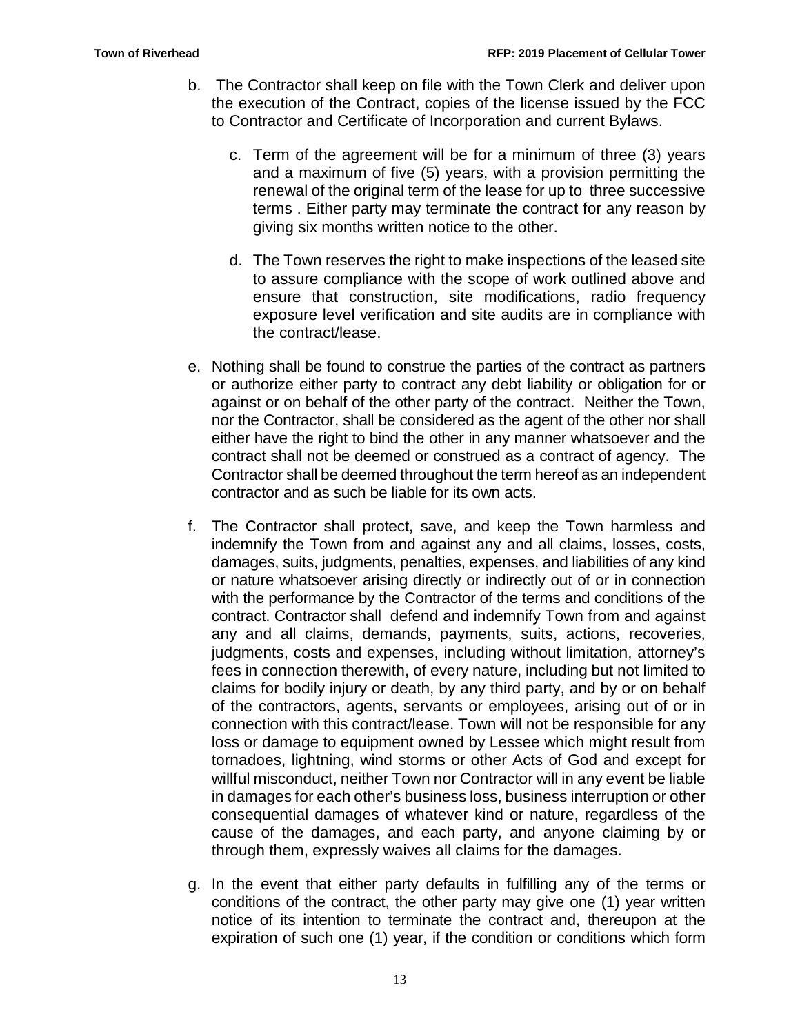b. The Contractor shall keep on file with the Town Clerk and deliver upon the execution of the Contract, copies of the license issued by the FCC to Contractor and Certificate of Incorporation and current Bylaws.

c. Term of the agreement will be for a minimum of three (3) years and a maximum of five (5) years, with a provision permitting the renewal of the original term of the lease for up to three successive terms . Either party may terminate the contract for any reason by giving six months written notice to the other.

d. The Town reserves the right to make inspections of the leased site to assure compliance with the scope of work outlined above and ensure that construction, site modifications, radio frequency exposure level verification and site audits are in compliance with the contract/lease.

e. Nothing shall be found to construe the parties of the contract as partners or authorize either party to contract any debt liability or obligation for or against or on behalf of the other party of the contract. Neither the Town, nor the Contractor, shall be considered as the agent of the other nor shall either have the right to bind the other in any manner whatsoever and the contract shall not be deemed or construed as a contract of agency. The Contractor shall be deemed throughout the term hereof as an independent contractor and as such be liable for its own acts.

f. The Contractor shall protect, save, and keep the Town harmless and indemnify the Town from and against any and all claims, losses, costs, damages, suits, judgments, penalties, expenses, and liabilities of any kind or nature whatsoever arising directly or indirectly out of or in connection with the performance by the Contractor of the terms and conditions of the contract. Contractor shall defend and indemnify Town from and against any and all claims, demands, payments, suits, actions, recoveries, judgments, costs and expenses, including without limitation, attorney's fees in connection therewith, of every nature, including but not limited to claims for bodily injury or death, by any third party, and by or on behalf of the contractors, agents, servants or employees, arising out of or in connection with this contract/lease. Town will not be responsible for any loss or damage to equipment owned by Lessee which might result from tornadoes, lightning, wind storms or other Acts of God and except for willful misconduct, neither Town nor Contractor will in any event be liable in damages for each other's business loss, business interruption or other consequential damages of whatever kind or nature, regardless of the cause of the damages, and each party, and anyone claiming by or through them, expressly waives all claims for the damages.

g. In the event that either party defaults in fulfilling any of the terms or conditions of the contract, the other party may give one (1) year written notice of its intention to terminate the contract and, thereupon at the expiration of such one (1) year, if the condition or conditions which form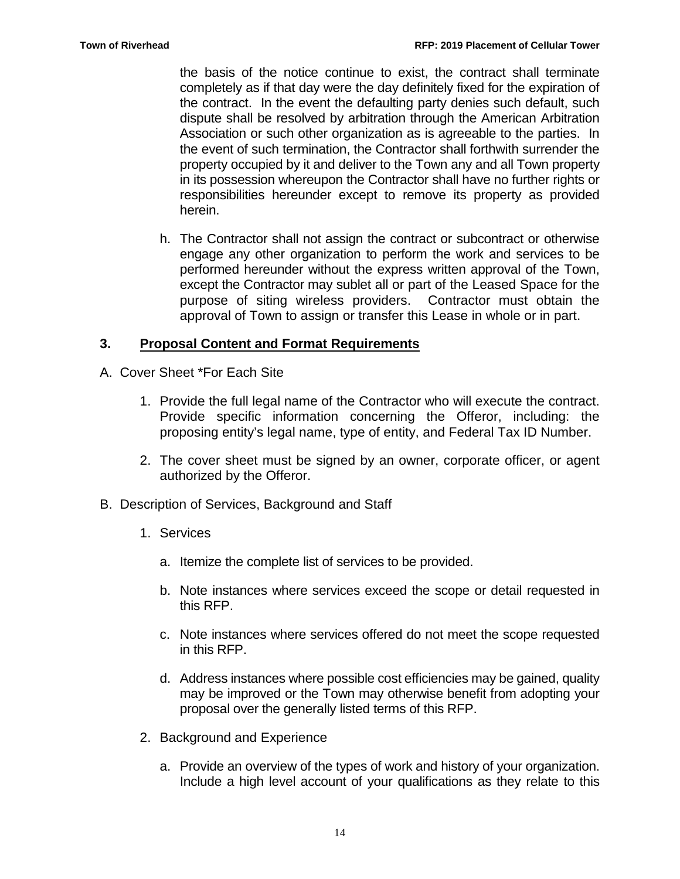the basis of the notice continue to exist, the contract shall terminate completely as if that day were the day definitely fixed for the expiration of the contract. In the event the defaulting party denies such default, such dispute shall be resolved by arbitration through the American Arbitration Association or such other organization as is agreeable to the parties. In the event of such termination, the Contractor shall forthwith surrender the property occupied by it and deliver to the Town any and all Town property in its possession whereupon the Contractor shall have no further rights or responsibilities hereunder except to remove its property as provided herein.

h. The Contractor shall not assign the contract or subcontract or otherwise engage any other organization to perform the work and services to be performed hereunder without the express written approval of the Town, except the Contractor may sublet all or part of the Leased Space for the purpose of siting wireless providers. Contractor must obtain the approval of Town to assign or transfer this Lease in whole or in part.

## 3. <u>Proposal Content and Format Requirements</u>

A. Cover Sheet *For Each Site

1. Provide the full legal name of the Contractor who will execute the contract. Provide specific information concerning the Offeror, including: the proposing entity's legal name, type of entity, and Federal Tax ID Number.

2. The cover sheet must be signed by an owner, corporate officer, or agent authorized by the Offeror.

B. Description of Services, Background and Staff

1. Services

   a. Itemize the complete list of services to be provided.

   b. Note instances where services exceed the scope or detail requested in this RFP.

   c. Note instances where services offered do not meet the scope requested in this RFP.

   d. Address instances where possible cost efficiencies may be gained, quality may be improved or the Town may otherwise benefit from adopting your proposal over the generally listed terms of this RFP.

2. Background and Experience

   a. Provide an overview of the types of work and history of your organization. Include a high level account of your qualifications as they relate to this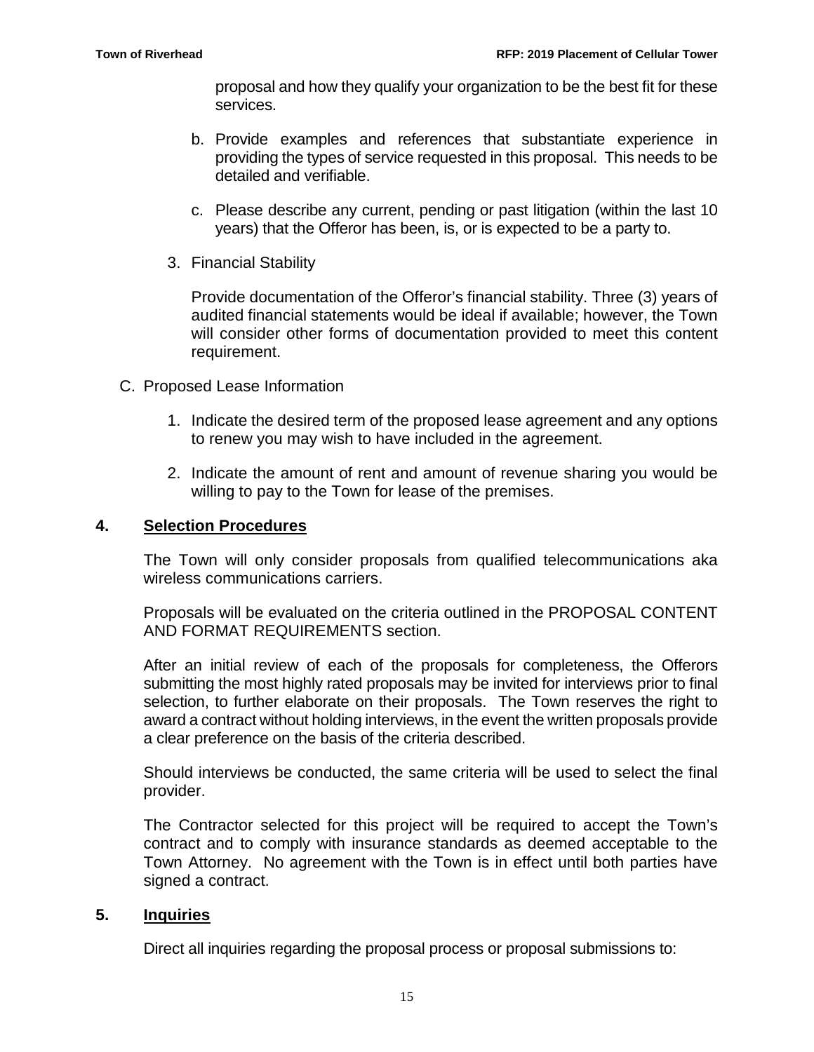proposal and how they qualify your organization to be the best fit for these services.

b. Provide examples and references that substantiate experience in providing the types of service requested in this proposal. This needs to be detailed and verifiable.

c. Please describe any current, pending or past litigation (within the last 10 years) that the Offeror has been, is, or is expected to be a party to.

3. Financial Stability

   Provide documentation of the Offeror's financial stability. Three (3) years of audited financial statements would be ideal if available; however, the Town will consider other forms of documentation provided to meet this content requirement.

C. Proposed Lease Information

   1. Indicate the desired term of the proposed lease agreement and any options to renew you may wish to have included in the agreement.

   2. Indicate the amount of rent and amount of revenue sharing you would be willing to pay to the Town for lease of the premises.

## 4. Selection Procedures

The Town will only consider proposals from qualified telecommunications aka wireless communications carriers.

Proposals will be evaluated on the criteria outlined in the PROPOSAL CONTENT AND FORMAT REQUIREMENTS section.

After an initial review of each of the proposals for completeness, the Offerors submitting the most highly rated proposals may be invited for interviews prior to final selection, to further elaborate on their proposals. The Town reserves the right to award a contract without holding interviews, in the event the written proposals provide a clear preference on the basis of the criteria described.

Should interviews be conducted, the same criteria will be used to select the final provider.

The Contractor selected for this project will be required to accept the Town's contract and to comply with insurance standards as deemed acceptable to the Town Attorney. No agreement with the Town is in effect until both parties have signed a contract.

## 5. Inquiries

Direct all inquiries regarding the proposal process or proposal submissions to: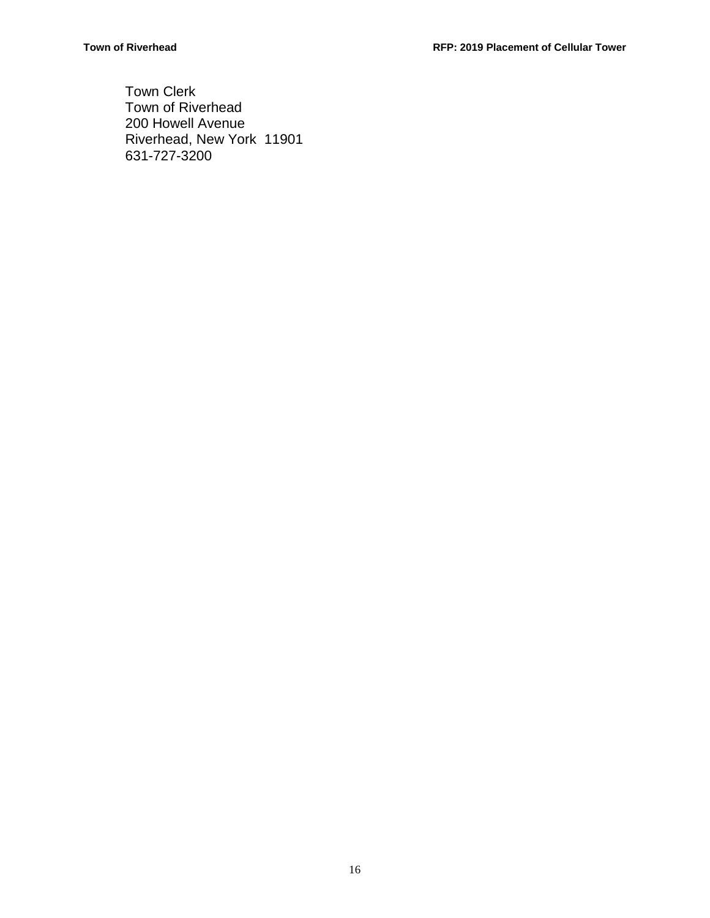Town Clerk
Town of Riverhead
200 Howell Avenue
Riverhead, New York  11901
631-727-3200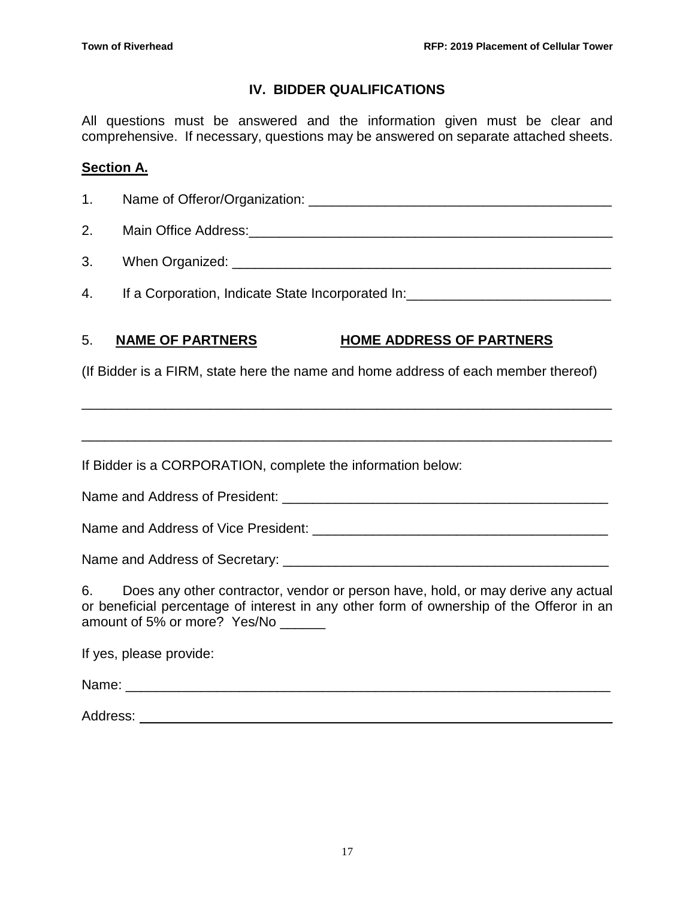## IV. BIDDER QUALIFICATIONS

All questions must be answered and the information given must be clear and comprehensive. If necessary, questions may be answered on separate attached sheets.

**Section A.**

1. Name of Offeror/Organization: ________________________________________

2. Main Office Address:__________________________________________________

3. When Organized: ____________________________________________________

4. If a Corporation, Indicate State Incorporated In:___________________________

5. **NAME OF PARTNERS** **HOME ADDRESS OF PARTNERS**

(If Bidder is a FIRM, state here the name and home address of each member thereof)

_______________________________________________________________________

_______________________________________________________________________

If Bidder is a CORPORATION, complete the information below:

Name and Address of President: _____________________________________________

Name and Address of Vice President: _________________________________________

Name and Address of Secretary: _____________________________________________

6. Does any other contractor, vendor or person have, hold, or may derive any actual or beneficial percentage of interest in any other form of ownership of the Offeror in an amount of 5% or more? Yes/No ______

If yes, please provide:

Name: _________________________________________________________________

Address: _______________________________________________________________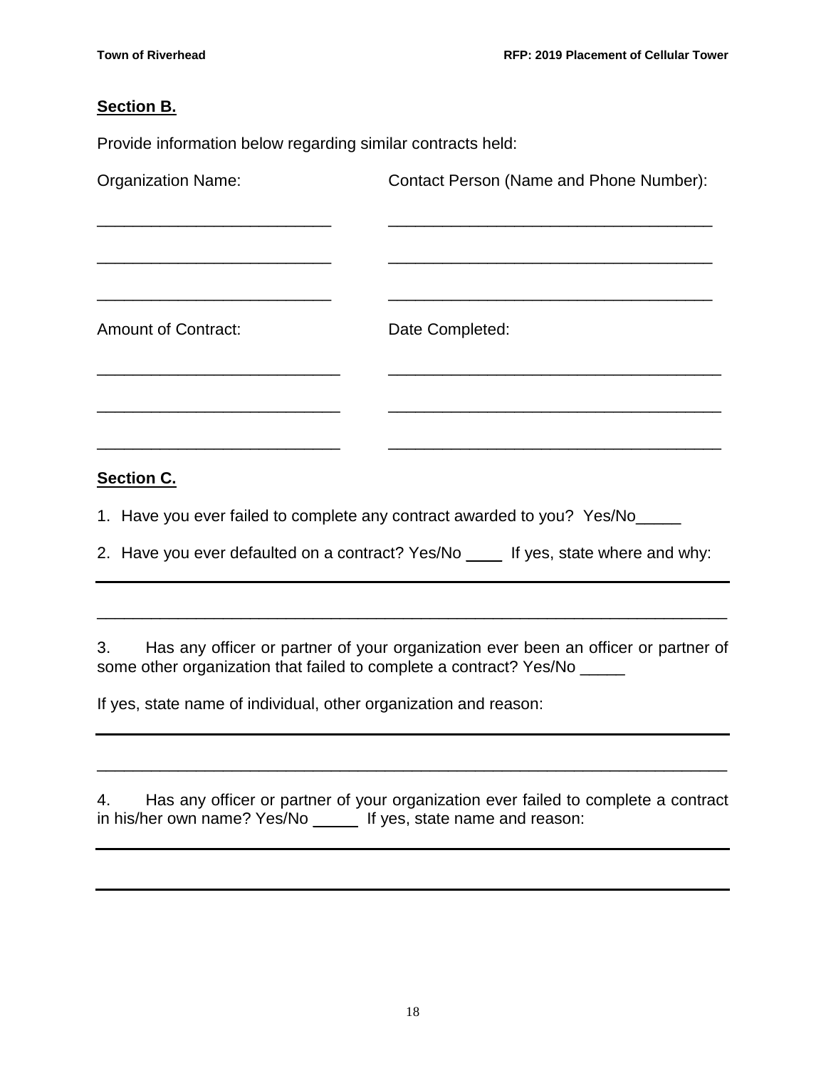## Section B.

Provide information below regarding similar contracts held:

| Organization Name: | Contact Person (Name and Phone Number): |
| --- | --- |
| ___________________________ | _____________________________________ |
| ___________________________ | _____________________________________ |
| ___________________________ | _____________________________________ |

| Amount of Contract: | Date Completed: |
| --- | --- |
| ____________________________ | ______________________________________ |
| ____________________________ | ______________________________________ |
| ____________________________ | ______________________________________ |

## Section C.

1. Have you ever failed to complete any contract awarded to you? Yes/No_____

2. Have you ever defaulted on a contract? Yes/No ____ If yes, state where and why:

_________________________________________________________________________

_________________________________________________________________________

3. Has any officer or partner of your organization ever been an officer or partner of some other organization that failed to complete a contract? Yes/No _____

If yes, state name of individual, other organization and reason:

_________________________________________________________________________

_________________________________________________________________________

4. Has any officer or partner of your organization ever failed to complete a contract in his/her own name? Yes/No _____ If yes, state name and reason:

_________________________________________________________________________

_________________________________________________________________________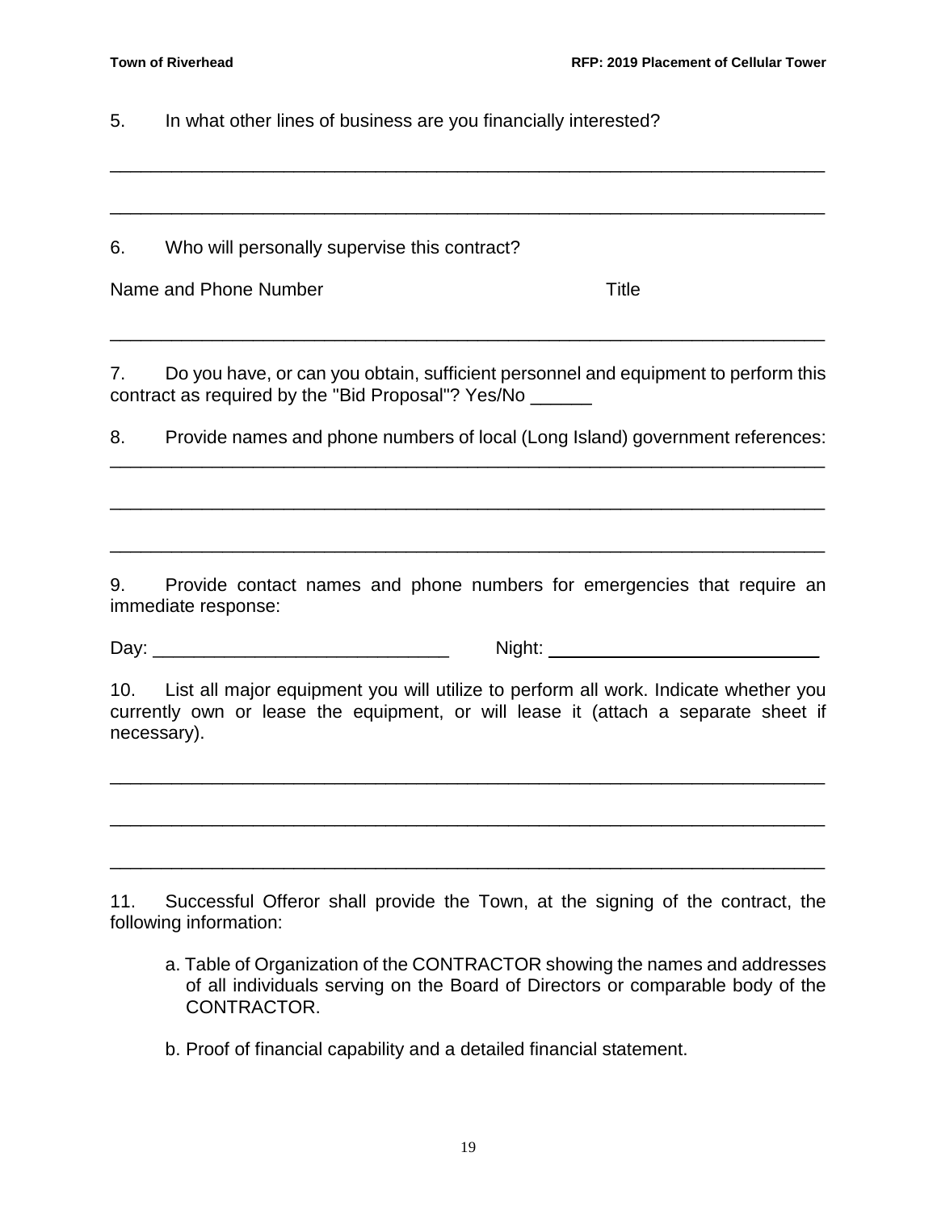5. In what other lines of business are you financially interested?

___________________________________________________________________________

___________________________________________________________________________

6. Who will personally supervise this contract?

Name and Phone Number Title

___________________________________________________________________________

7. Do you have, or can you obtain, sufficient personnel and equipment to perform this contract as required by the "Bid Proposal"? Yes/No ______

8. Provide names and phone numbers of local (Long Island) government references:

___________________________________________________________________________

___________________________________________________________________________

___________________________________________________________________________

9. Provide contact names and phone numbers for emergencies that require an immediate response:

Day: ______________________________ Night: ____________________________

10. List all major equipment you will utilize to perform all work. Indicate whether you currently own or lease the equipment, or will lease it (attach a separate sheet if necessary).

___________________________________________________________________________

___________________________________________________________________________

___________________________________________________________________________

11. Successful Offeror shall provide the Town, at the signing of the contract, the following information:

a. Table of Organization of the CONTRACTOR showing the names and addresses of all individuals serving on the Board of Directors or comparable body of the CONTRACTOR.

b. Proof of financial capability and a detailed financial statement.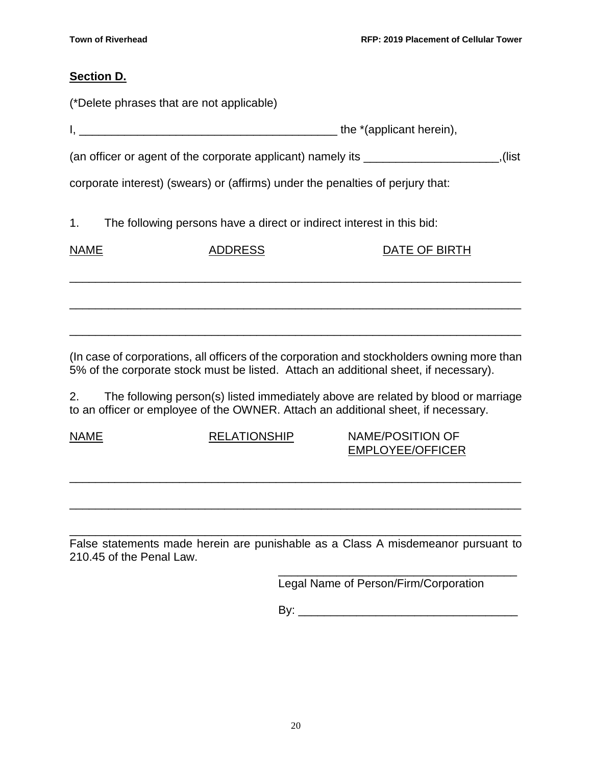**Section D.**

(*Delete phrases that are not applicable)

I, ________________________________________ the *(applicant herein),

(an officer or agent of the corporate applicant) namely its _____________________,(list corporate interest) (swears) or (affirms) under the penalties of perjury that:

1. The following persons have a direct or indirect interest in this bid:

| NAME | ADDRESS | DATE OF BIRTH |
| --- | --- | --- |
| | | |
| | | |
| | | |

(In case of corporations, all officers of the corporation and stockholders owning more than 5% of the corporate stock must be listed. Attach an additional sheet, if necessary).

2. The following person(s) listed immediately above are related by blood or marriage to an officer or employee of the OWNER. Attach an additional sheet, if necessary.

| NAME | RELATIONSHIP | NAME/POSITION OF EMPLOYEE/OFFICER |
| --- | --- | --- |
| | | |
| | | |
| | | |

False statements made herein are punishable as a Class A misdemeanor pursuant to 210.45 of the Penal Law.

_____________________________________
Legal Name of Person/Firm/Corporation

By: __________________________________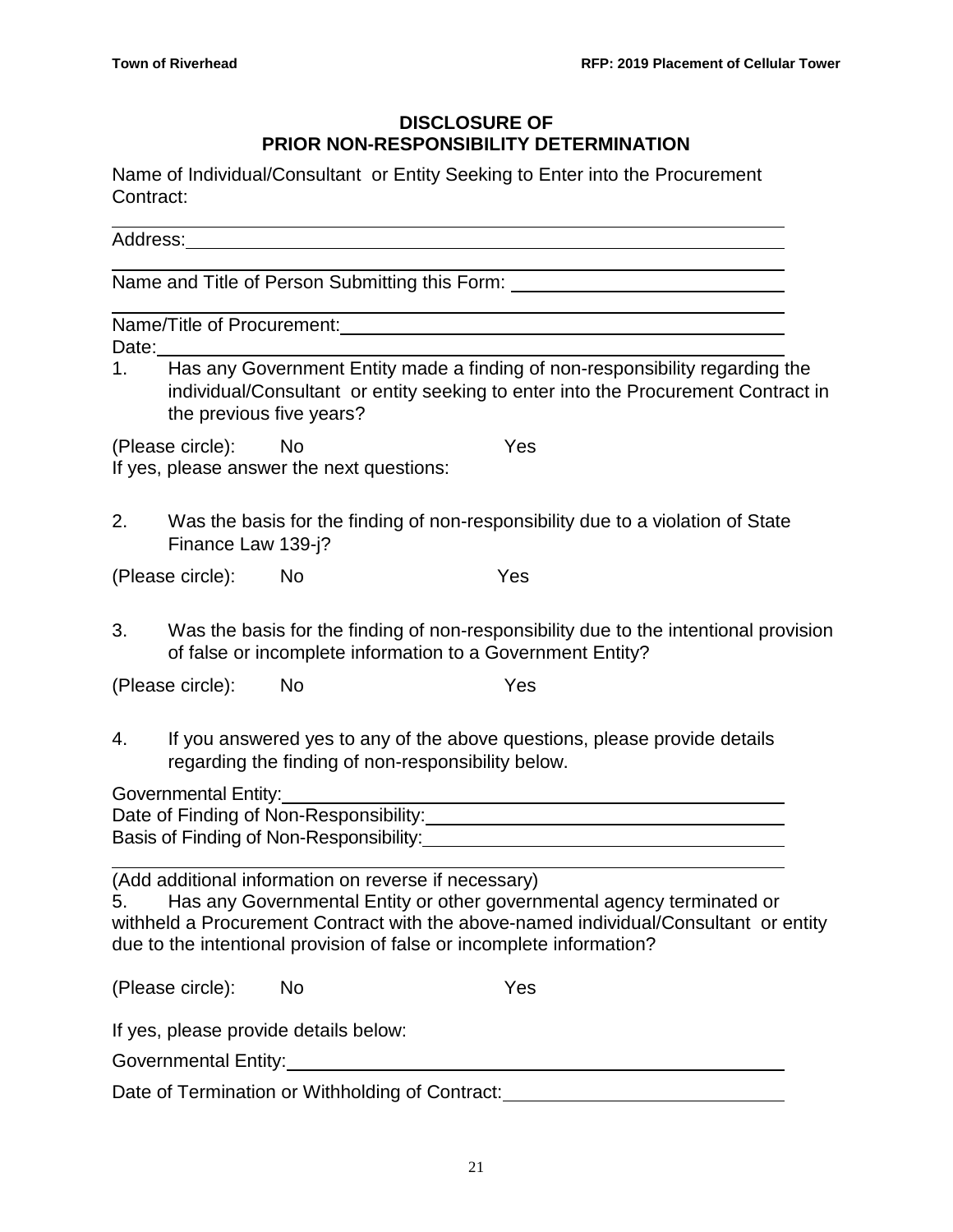## DISCLOSURE OF PRIOR NON-RESPONSIBILITY DETERMINATION

Name of Individual/Consultant or Entity Seeking to Enter into the Procurement Contract:

______________________________________________________________

Address: ______________________________________________________

______________________________________________________________

Name and Title of Person Submitting this Form: ___________________________

______________________________________________________________

Name/Title of Procurement: ______________________________________

Date: ________________________________________________________

1. Has any Government Entity made a finding of non-responsibility regarding the individual/Consultant or entity seeking to enter into the Procurement Contract in the previous five years?

(Please circle): No Yes

If yes, please answer the next questions:

2. Was the basis for the finding of non-responsibility due to a violation of State Finance Law 139-j?

(Please circle): No Yes

3. Was the basis for the finding of non-responsibility due to the intentional provision of false or incomplete information to a Government Entity?

(Please circle): No Yes

4. If you answered yes to any of the above questions, please provide details regarding the finding of non-responsibility below.

Governmental Entity: ______________________________________________

Date of Finding of Non-Responsibility: ________________________________

Basis of Finding of Non-Responsibility: _______________________________

______________________________________________________________

(Add additional information on reverse if necessary)

5. Has any Governmental Entity or other governmental agency terminated or withheld a Procurement Contract with the above-named individual/Consultant or entity due to the intentional provision of false or incomplete information?

(Please circle): No Yes

If yes, please provide details below:

Governmental Entity: ______________________________________________

Date of Termination or Withholding of Contract: __________________________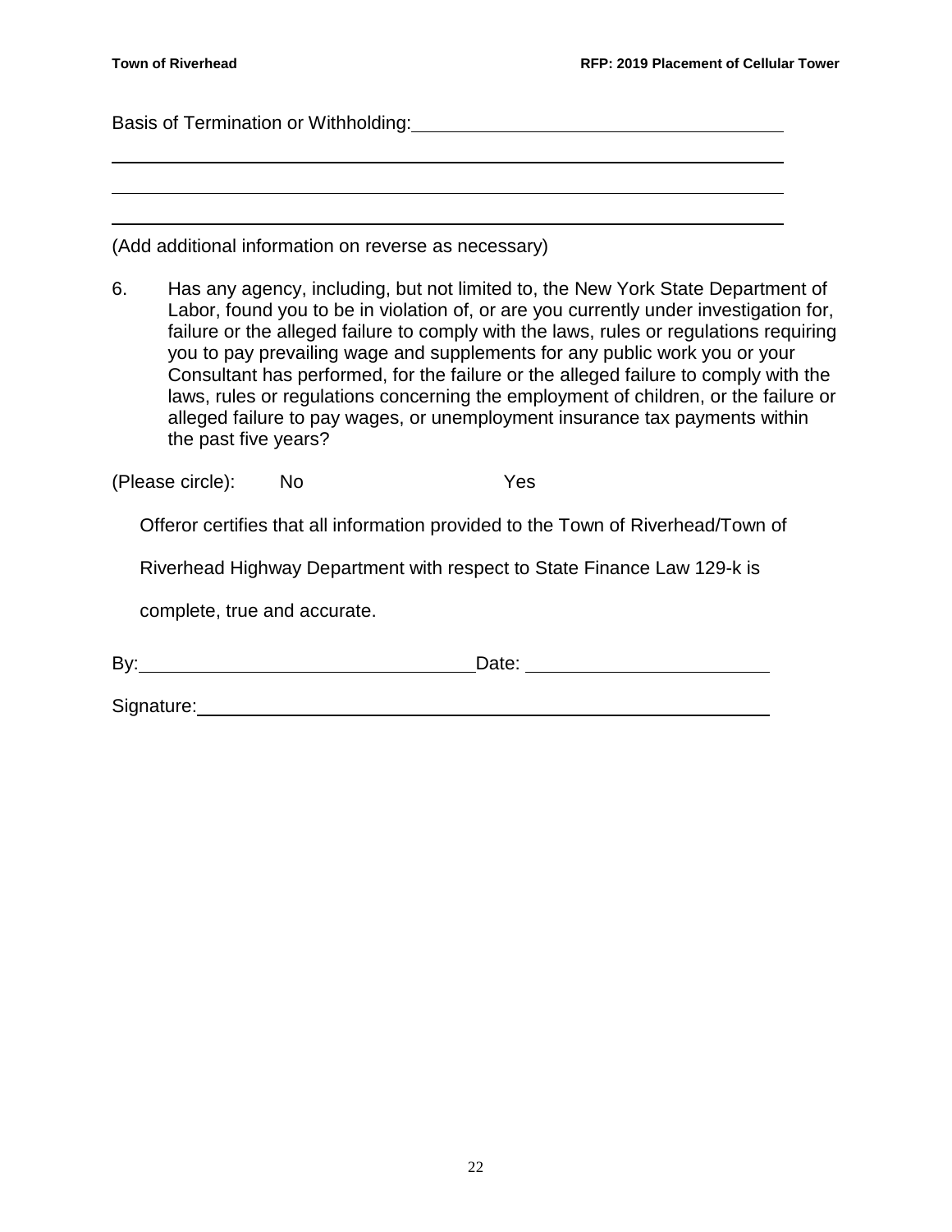Basis of Termination or Withholding: ______________________________________

__________________________________________________________________

__________________________________________________________________

__________________________________________________________________

(Add additional information on reverse as necessary)

6. Has any agency, including, but not limited to, the New York State Department of Labor, found you to be in violation of, or are you currently under investigation for, failure or the alleged failure to comply with the laws, rules or regulations requiring you to pay prevailing wage and supplements for any public work you or your Consultant has performed, for the failure or the alleged failure to comply with the laws, rules or regulations concerning the employment of children, or the failure or alleged failure to pay wages, or unemployment insurance tax payments within the past five years?

(Please circle): No Yes

Offeror certifies that all information provided to the Town of Riverhead/Town of Riverhead Highway Department with respect to State Finance Law 129-k is complete, true and accurate.

By: ______________________________ Date: ______________________

Signature: ______________________________________________________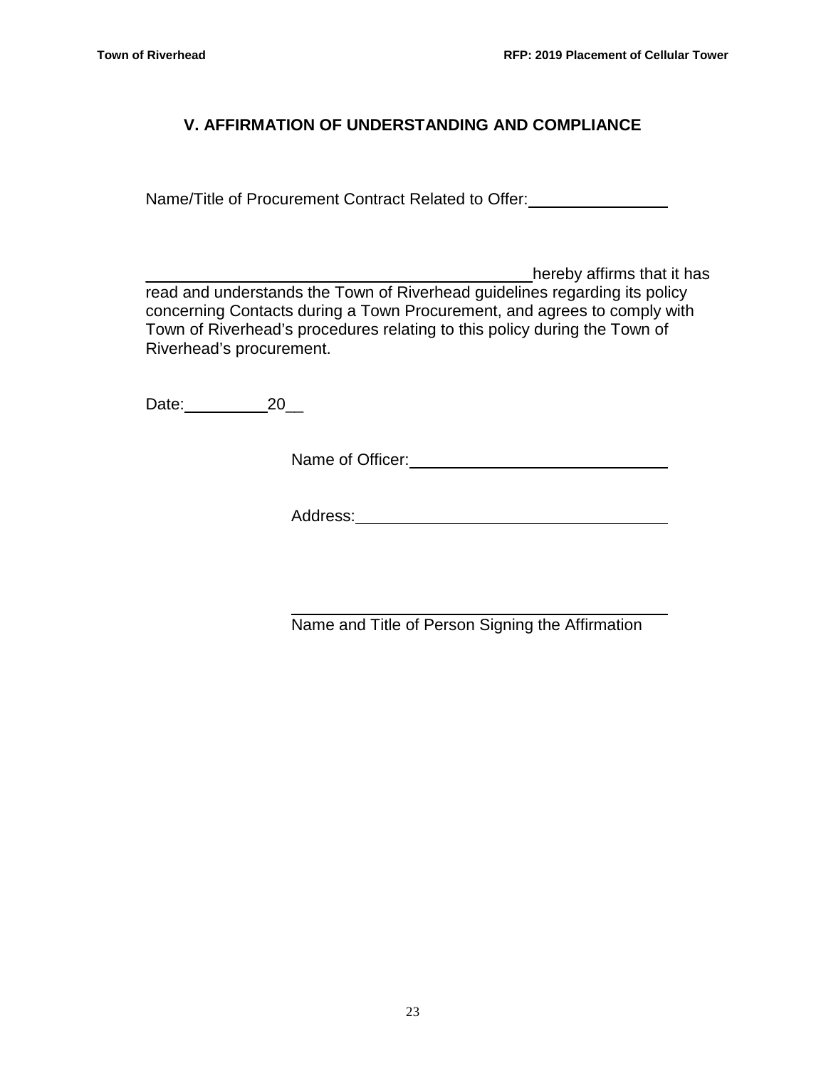## V. AFFIRMATION OF UNDERSTANDING AND COMPLIANCE

Name/Title of Procurement Contract Related to Offer:________________

_____________________________________________ hereby affirms that it has read and understands the Town of Riverhead guidelines regarding its policy concerning Contacts during a Town Procurement, and agrees to comply with Town of Riverhead's procedures relating to this policy during the Town of Riverhead's procurement.

Date:__________ 20__

Name of Officer:______________________________

Address:____________________________________

_____________________________________________
Name and Title of Person Signing the Affirmation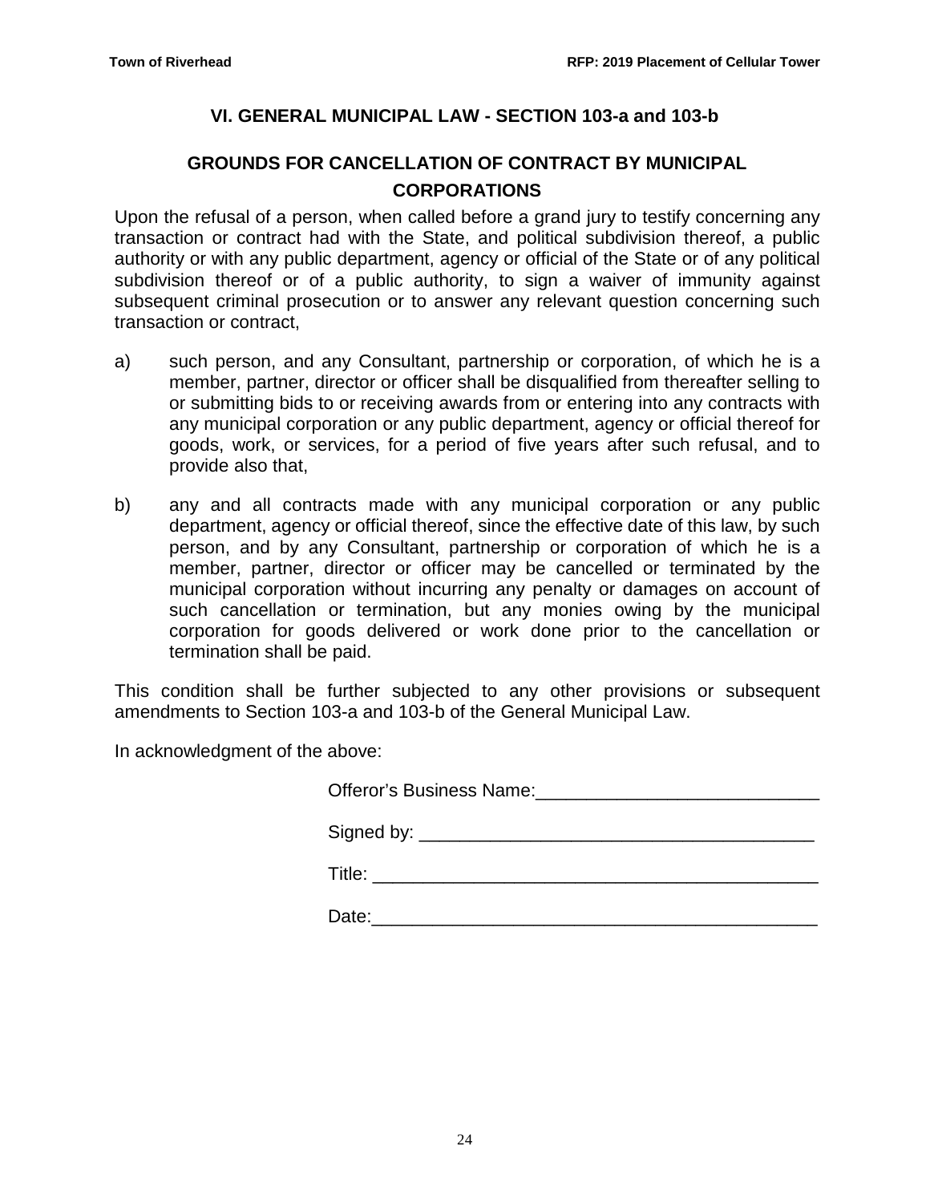## VI. GENERAL MUNICIPAL LAW - SECTION 103-a and 103-b

### GROUNDS FOR CANCELLATION OF CONTRACT BY MUNICIPAL CORPORATIONS

Upon the refusal of a person, when called before a grand jury to testify concerning any transaction or contract had with the State, and political subdivision thereof, a public authority or with any public department, agency or official of the State or of any political subdivision thereof or of a public authority, to sign a waiver of immunity against subsequent criminal prosecution or to answer any relevant question concerning such transaction or contract,

a) such person, and any Consultant, partnership or corporation, of which he is a member, partner, director or officer shall be disqualified from thereafter selling to or submitting bids to or receiving awards from or entering into any contracts with any municipal corporation or any public department, agency or official thereof for goods, work, or services, for a period of five years after such refusal, and to provide also that,

b) any and all contracts made with any municipal corporation or any public department, agency or official thereof, since the effective date of this law, by such person, and by any Consultant, partnership or corporation of which he is a member, partner, director or officer may be cancelled or terminated by the municipal corporation without incurring any penalty or damages on account of such cancellation or termination, but any monies owing by the municipal corporation for goods delivered or work done prior to the cancellation or termination shall be paid.

This condition shall be further subjected to any other provisions or subsequent amendments to Section 103-a and 103-b of the General Municipal Law.

In acknowledgment of the above:

Offeror's Business Name:____________________________

Signed by: ______________________________________

Title: ___________________________________________

Date:___________________________________________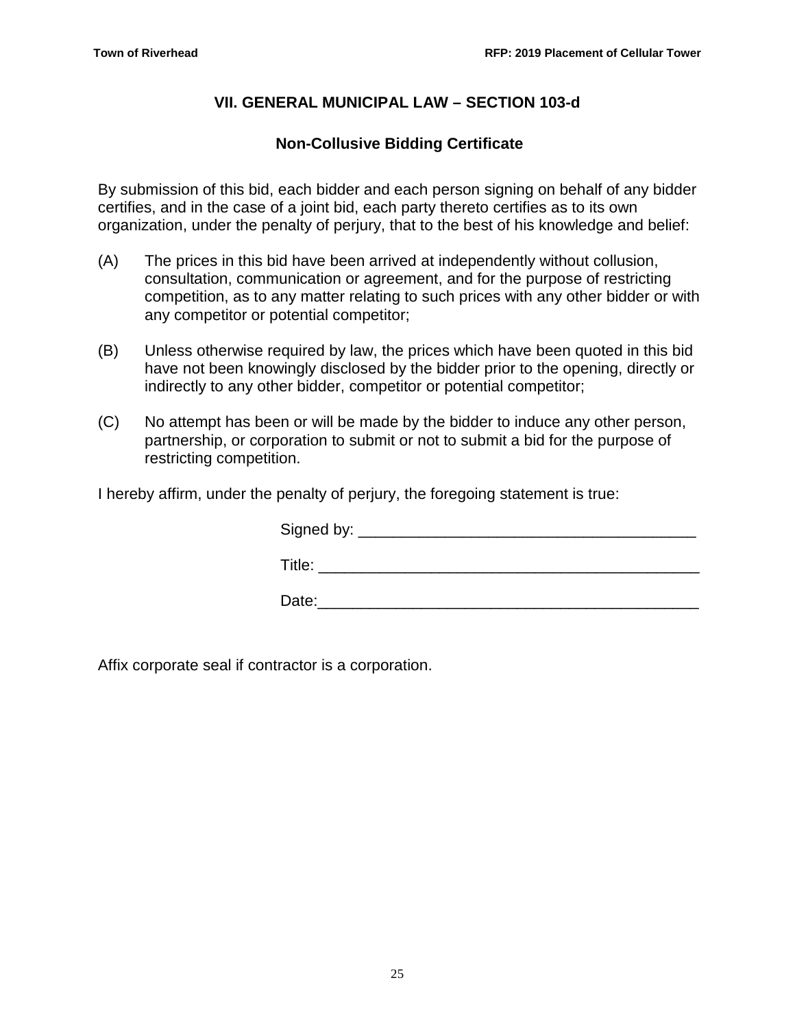## VII. GENERAL MUNICIPAL LAW – SECTION 103-d

### Non-Collusive Bidding Certificate

By submission of this bid, each bidder and each person signing on behalf of any bidder certifies, and in the case of a joint bid, each party thereto certifies as to its own organization, under the penalty of perjury, that to the best of his knowledge and belief:

(A) The prices in this bid have been arrived at independently without collusion, consultation, communication or agreement, and for the purpose of restricting competition, as to any matter relating to such prices with any other bidder or with any competitor or potential competitor;

(B) Unless otherwise required by law, the prices which have been quoted in this bid have not been knowingly disclosed by the bidder prior to the opening, directly or indirectly to any other bidder, competitor or potential competitor;

(C) No attempt has been or will be made by the bidder to induce any other person, partnership, or corporation to submit or not to submit a bid for the purpose of restricting competition.

I hereby affirm, under the penalty of perjury, the foregoing statement is true:

Signed by: _______________________________________

Title: ____________________________________________

Date:____________________________________________

Affix corporate seal if contractor is a corporation.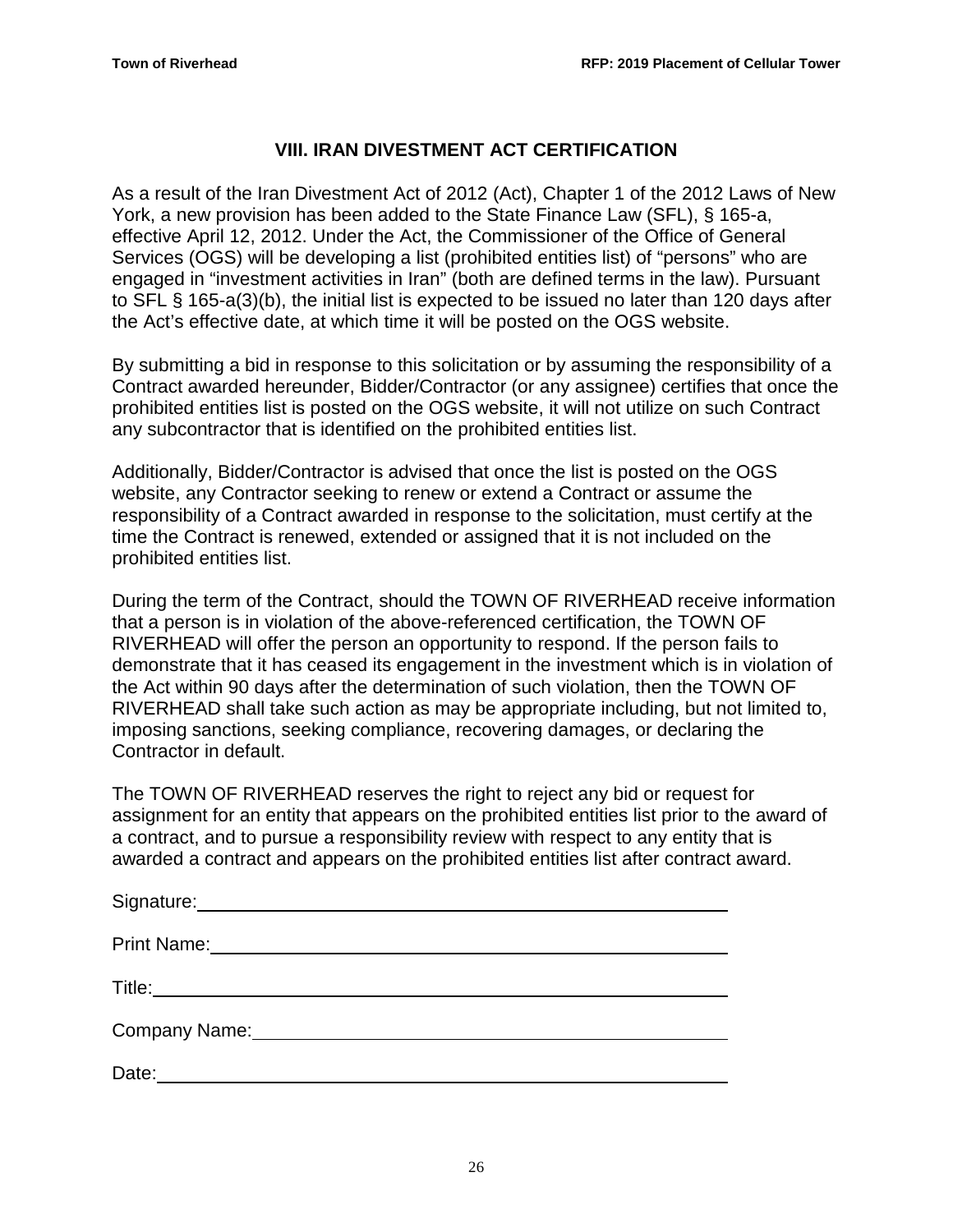## VIII. IRAN DIVESTMENT ACT CERTIFICATION

As a result of the Iran Divestment Act of 2012 (Act), Chapter 1 of the 2012 Laws of New York, a new provision has been added to the State Finance Law (SFL), § 165-a, effective April 12, 2012. Under the Act, the Commissioner of the Office of General Services (OGS) will be developing a list (prohibited entities list) of "persons" who are engaged in "investment activities in Iran" (both are defined terms in the law). Pursuant to SFL § 165-a(3)(b), the initial list is expected to be issued no later than 120 days after the Act's effective date, at which time it will be posted on the OGS website.

By submitting a bid in response to this solicitation or by assuming the responsibility of a Contract awarded hereunder, Bidder/Contractor (or any assignee) certifies that once the prohibited entities list is posted on the OGS website, it will not utilize on such Contract any subcontractor that is identified on the prohibited entities list.

Additionally, Bidder/Contractor is advised that once the list is posted on the OGS website, any Contractor seeking to renew or extend a Contract or assume the responsibility of a Contract awarded in response to the solicitation, must certify at the time the Contract is renewed, extended or assigned that it is not included on the prohibited entities list.

During the term of the Contract, should the TOWN OF RIVERHEAD receive information that a person is in violation of the above-referenced certification, the TOWN OF RIVERHEAD will offer the person an opportunity to respond. If the person fails to demonstrate that it has ceased its engagement in the investment which is in violation of the Act within 90 days after the determination of such violation, then the TOWN OF RIVERHEAD shall take such action as may be appropriate including, but not limited to, imposing sanctions, seeking compliance, recovering damages, or declaring the Contractor in default.

The TOWN OF RIVERHEAD reserves the right to reject any bid or request for assignment for an entity that appears on the prohibited entities list prior to the award of a contract, and to pursue a responsibility review with respect to any entity that is awarded a contract and appears on the prohibited entities list after contract award.

Signature: ______________________________________________

Print Name: ______________________________________________

Title: ______________________________________________

Company Name: ______________________________________________

Date: ______________________________________________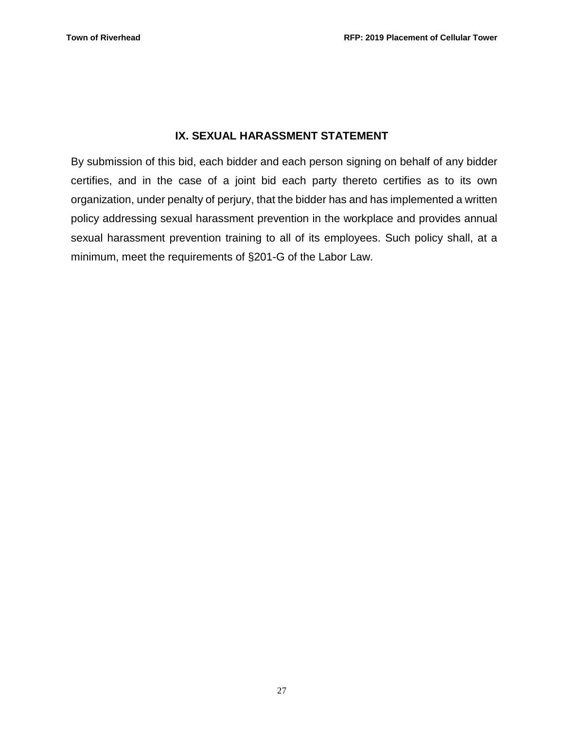## IX. SEXUAL HARASSMENT STATEMENT

By submission of this bid, each bidder and each person signing on behalf of any bidder certifies, and in the case of a joint bid each party thereto certifies as to its own organization, under penalty of perjury, that the bidder has and has implemented a written policy addressing sexual harassment prevention in the workplace and provides annual sexual harassment prevention training to all of its employees. Such policy shall, at a minimum, meet the requirements of §201-G of the Labor Law.